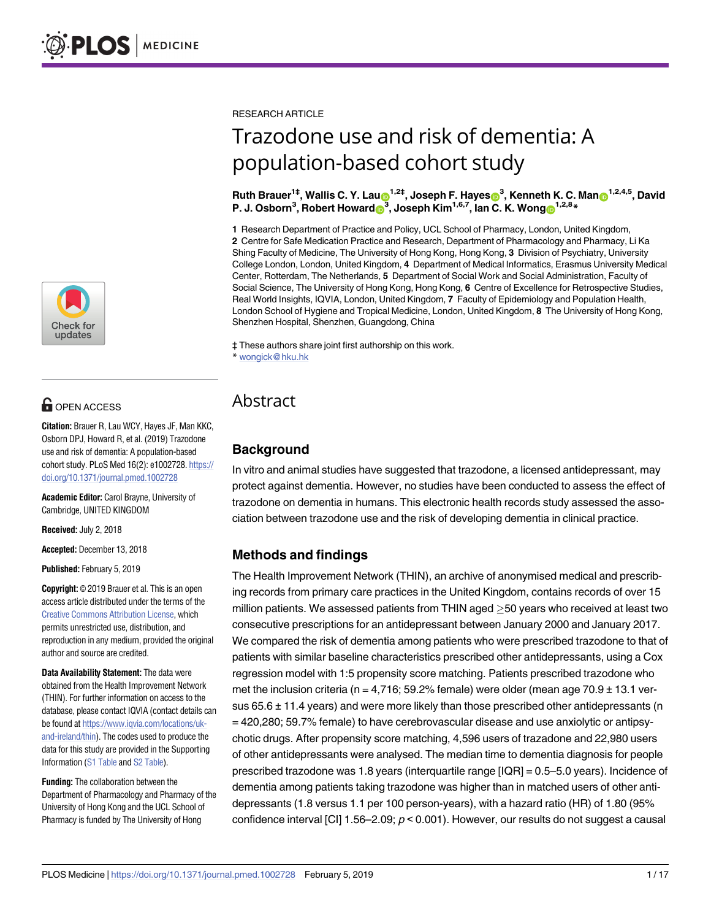RESEARCH ARTICLE

# Trazodone use and risk of dementia: A population-based cohort study

**Ruth Brauer[1‡], Wallis C. Y. Lau[1,2‡], Joseph F. Hayes[3], Kenneth K. C. Man[1,2,4,5], David P. J. Osborn[3], Robert Howard[3], Joseph Kim[1,6,7], Ian C. K. Wong[1,2,8]***

**1** Research Department of Practice and Policy, UCL School of Pharmacy, London, United Kingdom, **2** Centre for Safe Medication Practice and Research, Department of Pharmacology and Pharmacy, Li Ka Shing Faculty of Medicine, The University of Hong Kong, Hong Kong, **3** Division of Psychiatry, University College London, London, United Kingdom, **4** Department of Medical Informatics, Erasmus University Medical Center, Rotterdam, The Netherlands, **5** Department of Social Work and Social Administration, Faculty of Social Science, The University of Hong Kong, Hong Kong, **6** Centre of Excellence for Retrospective Studies, Real World Insights, IQVIA, London, United Kingdom, **7** Faculty of Epidemiology and Population Health, London School of Hygiene and Tropical Medicine, London, United Kingdom, **8** The University of Hong Kong, Shenzhen Hospital, Shenzhen, Guangdong, China

‡ These authors share joint first authorship on this work.
* wongick@hku.hk

OPEN ACCESS

**Citation:** Brauer R, Lau WCY, Hayes JF, Man KKC, Osborn DPJ, Howard R, et al. (2019) Trazodone use and risk of dementia: A population-based cohort study. PLoS Med 16(2): e1002728. https://doi.org/10.1371/journal.pmed.1002728

**Academic Editor:** Carol Brayne, University of Cambridge, UNITED KINGDOM

**Received:** July 2, 2018

**Accepted:** December 13, 2018

**Published:** February 5, 2019

**Copyright:** © 2019 Brauer et al. This is an open access article distributed under the terms of the Creative Commons Attribution License, which permits unrestricted use, distribution, and reproduction in any medium, provided the original author and source are credited.

**Data Availability Statement:** The data were obtained from the Health Improvement Network (THIN). For further information on access to the database, please contact IQVIA (contact details can be found at https://www.iqvia.com/locations/uk-and-ireland/thin). The codes used to produce the data for this study are provided in the Supporting Information (S1 Table and S2 Table).

**Funding:** The collaboration between the Department of Pharmacology and Pharmacy of the University of Hong Kong and the UCL School of Pharmacy is funded by The University of Hong

## Abstract

### Background

In vitro and animal studies have suggested that trazodone, a licensed antidepressant, may protect against dementia. However, no studies have been conducted to assess the effect of trazodone on dementia in humans. This electronic health records study assessed the association between trazodone use and the risk of developing dementia in clinical practice.

### Methods and findings

The Health Improvement Network (THIN), an archive of anonymised medical and prescribing records from primary care practices in the United Kingdom, contains records of over 15 million patients. We assessed patients from THIN aged $\geq$50 years who received at least two consecutive prescriptions for an antidepressant between January 2000 and January 2017. We compared the risk of dementia among patients who were prescribed trazodone to that of patients with similar baseline characteristics prescribed other antidepressants, using a Cox regression model with 1:5 propensity score matching. Patients prescribed trazodone who met the inclusion criteria (n = 4,716; 59.2% female) were older (mean age 70.9 ± 13.1 versus 65.6 ± 11.4 years) and were more likely than those prescribed other antidepressants (n = 420,280; 59.7% female) to have cerebrovascular disease and use anxiolytic or antipsychotic drugs. After propensity score matching, 4,596 users of trazodone and 22,980 users of other antidepressants were analysed. The median time to dementia diagnosis for people prescribed trazodone was 1.8 years (interquartile range [IQR] = 0.5–5.0 years). Incidence of dementia among patients taking trazodone was higher than in matched users of other antidepressants (1.8 versus 1.1 per 100 person-years), with a hazard ratio (HR) of 1.80 (95% confidence interval [CI] 1.56–2.09; $p < 0.001$). However, our results do not suggest a causal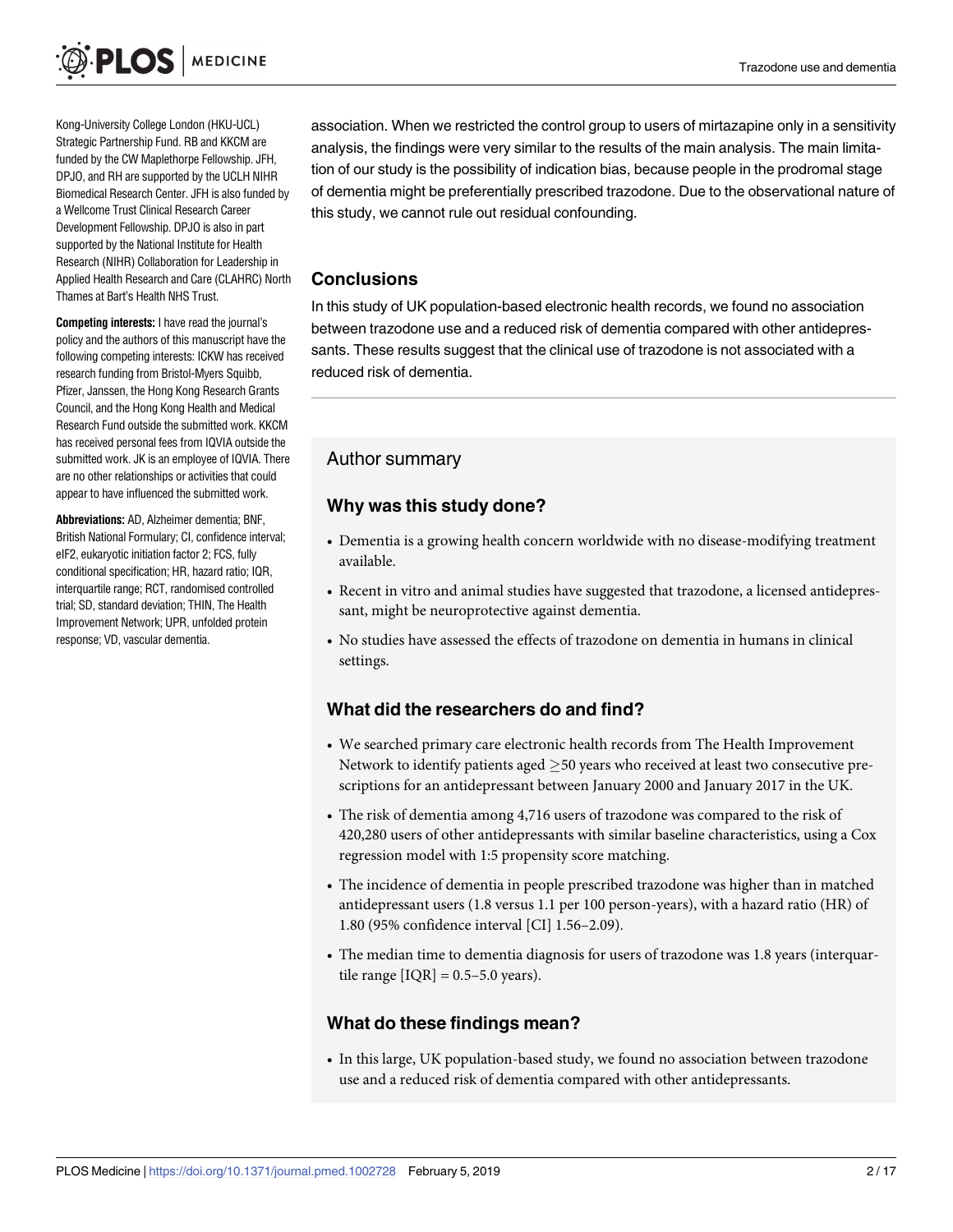Kong-University College London (HKU-UCL) Strategic Partnership Fund. RB and KKCM are funded by the CW Maplethorpe Fellowship. JFH, DPJO, and RH are supported by the UCLH NIHR Biomedical Research Center. JFH is also funded by a Wellcome Trust Clinical Research Career Development Fellowship. DPJO is also in part supported by the National Institute for Health Research (NIHR) Collaboration for Leadership in Applied Health Research and Care (CLAHRC) North Thames at Bart's Health NHS Trust.

**Competing interests:** I have read the journal's policy and the authors of this manuscript have the following competing interests: ICKW has received research funding from Bristol-Myers Squibb, Pfizer, Janssen, the Hong Kong Research Grants Council, and the Hong Kong Health and Medical Research Fund outside the submitted work. KKCM has received personal fees from IQVIA outside the submitted work. JK is an employee of IQVIA. There are no other relationships or activities that could appear to have influenced the submitted work.

**Abbreviations:** AD, Alzheimer dementia; BNF, British National Formulary; CI, confidence interval; eIF2, eukaryotic initiation factor 2; FCS, fully conditional specification; HR, hazard ratio; IQR, interquartile range; RCT, randomised controlled trial; SD, standard deviation; THIN, The Health Improvement Network; UPR, unfolded protein response; VD, vascular dementia.

association. When we restricted the control group to users of mirtazapine only in a sensitivity analysis, the findings were very similar to the results of the main analysis. The main limitation of our study is the possibility of indication bias, because people in the prodromal stage of dementia might be preferentially prescribed trazodone. Due to the observational nature of this study, we cannot rule out residual confounding.

## Conclusions

In this study of UK population-based electronic health records, we found no association between trazodone use and a reduced risk of dementia compared with other antidepressants. These results suggest that the clinical use of trazodone is not associated with a reduced risk of dementia.

## Author summary

### Why was this study done?

- Dementia is a growing health concern worldwide with no disease-modifying treatment available.
- Recent in vitro and animal studies have suggested that trazodone, a licensed antidepressant, might be neuroprotective against dementia.
- No studies have assessed the effects of trazodone on dementia in humans in clinical settings.

### What did the researchers do and find?

- We searched primary care electronic health records from The Health Improvement Network to identify patients aged ≥50 years who received at least two consecutive prescriptions for an antidepressant between January 2000 and January 2017 in the UK.
- The risk of dementia among 4,716 users of trazodone was compared to the risk of 420,280 users of other antidepressants with similar baseline characteristics, using a Cox regression model with 1:5 propensity score matching.
- The incidence of dementia in people prescribed trazodone was higher than in matched antidepressant users (1.8 versus 1.1 per 100 person-years), with a hazard ratio (HR) of 1.80 (95% confidence interval [CI] 1.56–2.09).
- The median time to dementia diagnosis for users of trazodone was 1.8 years (interquartile range [IQR] = 0.5–5.0 years).

### What do these findings mean?

- In this large, UK population-based study, we found no association between trazodone use and a reduced risk of dementia compared with other antidepressants.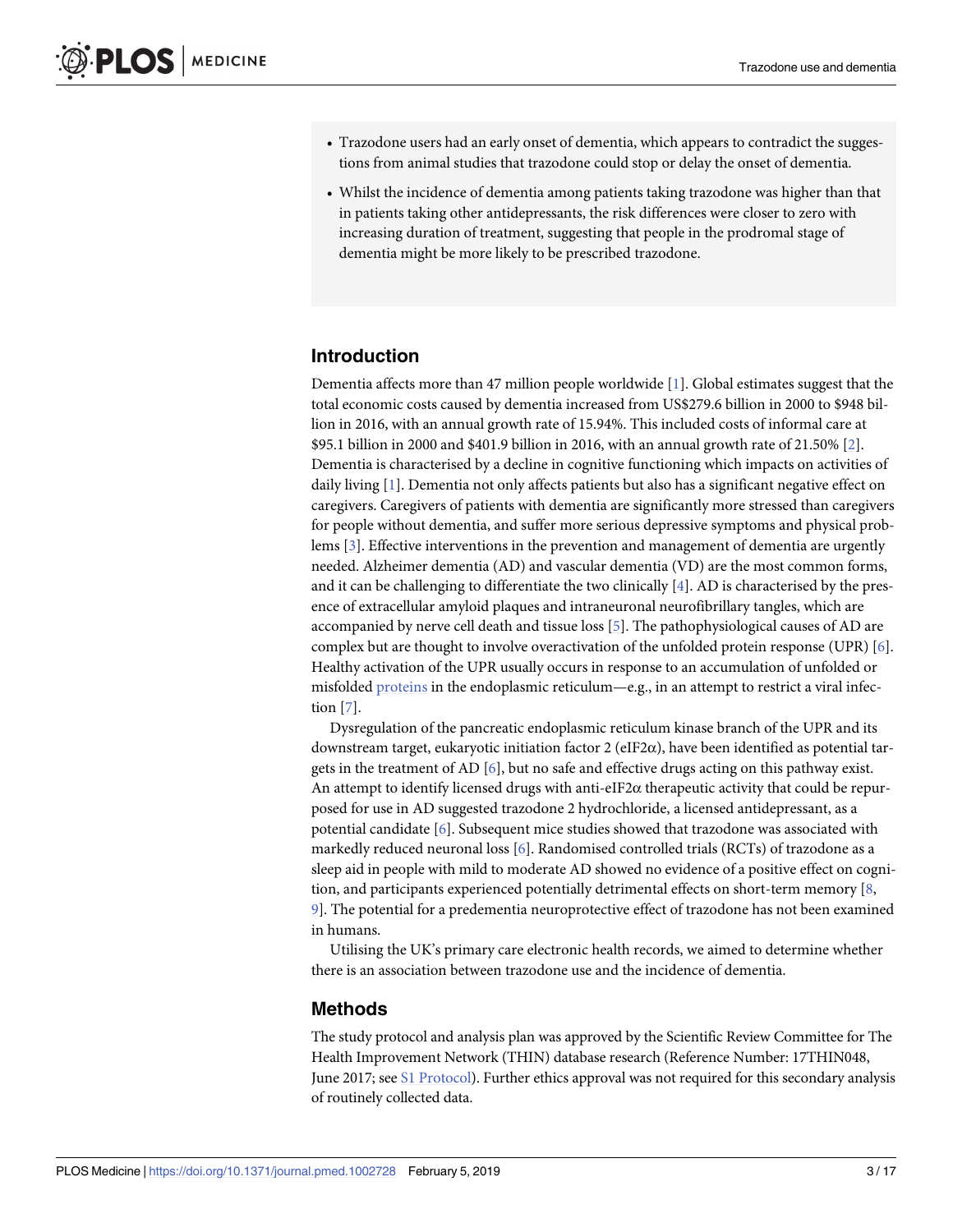- Trazodone users had an early onset of dementia, which appears to contradict the suggestions from animal studies that trazodone could stop or delay the onset of dementia.
- Whilst the incidence of dementia among patients taking trazodone was higher than that in patients taking other antidepressants, the risk differences were closer to zero with increasing duration of treatment, suggesting that people in the prodromal stage of dementia might be more likely to be prescribed trazodone.

## Introduction

Dementia affects more than 47 million people worldwide [1]. Global estimates suggest that the total economic costs caused by dementia increased from US$279.6 billion in 2000 to $948 billion in 2016, with an annual growth rate of 15.94%. This included costs of informal care at $95.1 billion in 2000 and $401.9 billion in 2016, with an annual growth rate of 21.50% [2]. Dementia is characterised by a decline in cognitive functioning which impacts on activities of daily living [1]. Dementia not only affects patients but also has a significant negative effect on caregivers. Caregivers of patients with dementia are significantly more stressed than caregivers for people without dementia, and suffer more serious depressive symptoms and physical problems [3]. Effective interventions in the prevention and management of dementia are urgently needed. Alzheimer dementia (AD) and vascular dementia (VD) are the most common forms, and it can be challenging to differentiate the two clinically [4]. AD is characterised by the presence of extracellular amyloid plaques and intraneuronal neurofibrillary tangles, which are accompanied by nerve cell death and tissue loss [5]. The pathophysiological causes of AD are complex but are thought to involve overactivation of the unfolded protein response (UPR) [6]. Healthy activation of the UPR usually occurs in response to an accumulation of unfolded or misfolded proteins in the endoplasmic reticulum—e.g., in an attempt to restrict a viral infection [7].

Dysregulation of the pancreatic endoplasmic reticulum kinase branch of the UPR and its downstream target, eukaryotic initiation factor 2 (eIF2$\alpha$), have been identified as potential targets in the treatment of AD [6], but no safe and effective drugs acting on this pathway exist. An attempt to identify licensed drugs with anti-eIF2$\alpha$ therapeutic activity that could be repurposed for use in AD suggested trazodone 2 hydrochloride, a licensed antidepressant, as a potential candidate [6]. Subsequent mice studies showed that trazodone was associated with markedly reduced neuronal loss [6]. Randomised controlled trials (RCTs) of trazodone as a sleep aid in people with mild to moderate AD showed no evidence of a positive effect on cognition, and participants experienced potentially detrimental effects on short-term memory [8, 9]. The potential for a predementia neuroprotective effect of trazodone has not been examined in humans.

Utilising the UK's primary care electronic health records, we aimed to determine whether there is an association between trazodone use and the incidence of dementia.

## Methods

The study protocol and analysis plan was approved by the Scientific Review Committee for The Health Improvement Network (THIN) database research (Reference Number: 17THIN048, June 2017; see S1 Protocol). Further ethics approval was not required for this secondary analysis of routinely collected data.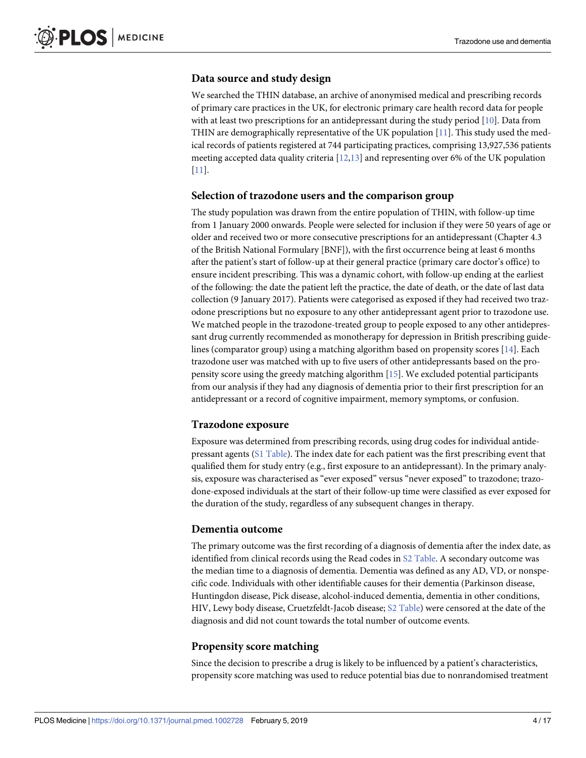## Data source and study design

We searched the THIN database, an archive of anonymised medical and prescribing records of primary care practices in the UK, for electronic primary care health record data for people with at least two prescriptions for an antidepressant during the study period [10]. Data from THIN are demographically representative of the UK population [11]. This study used the medical records of patients registered at 744 participating practices, comprising 13,927,536 patients meeting accepted data quality criteria [12,13] and representing over 6% of the UK population [11].

## Selection of trazodone users and the comparison group

The study population was drawn from the entire population of THIN, with follow-up time from 1 January 2000 onwards. People were selected for inclusion if they were 50 years of age or older and received two or more consecutive prescriptions for an antidepressant (Chapter 4.3 of the British National Formulary [BNF]), with the first occurrence being at least 6 months after the patient's start of follow-up at their general practice (primary care doctor's office) to ensure incident prescribing. This was a dynamic cohort, with follow-up ending at the earliest of the following: the date the patient left the practice, the date of death, or the date of last data collection (9 January 2017). Patients were categorised as exposed if they had received two trazodone prescriptions but no exposure to any other antidepressant agent prior to trazodone use. We matched people in the trazodone-treated group to people exposed to any other antidepressant drug currently recommended as monotherapy for depression in British prescribing guidelines (comparator group) using a matching algorithm based on propensity scores [14]. Each trazodone user was matched with up to five users of other antidepressants based on the propensity score using the greedy matching algorithm [15]. We excluded potential participants from our analysis if they had any diagnosis of dementia prior to their first prescription for an antidepressant or a record of cognitive impairment, memory symptoms, or confusion.

## Trazodone exposure

Exposure was determined from prescribing records, using drug codes for individual antidepressant agents (S1 Table). The index date for each patient was the first prescribing event that qualified them for study entry (e.g., first exposure to an antidepressant). In the primary analysis, exposure was characterised as "ever exposed" versus "never exposed" to trazodone; trazodone-exposed individuals at the start of their follow-up time were classified as ever exposed for the duration of the study, regardless of any subsequent changes in therapy.

## Dementia outcome

The primary outcome was the first recording of a diagnosis of dementia after the index date, as identified from clinical records using the Read codes in S2 Table. A secondary outcome was the median time to a diagnosis of dementia. Dementia was defined as any AD, VD, or nonspecific code. Individuals with other identifiable causes for their dementia (Parkinson disease, Huntingdon disease, Pick disease, alcohol-induced dementia, dementia in other conditions, HIV, Lewy body disease, Cruetzfeldt-Jacob disease; S2 Table) were censored at the date of the diagnosis and did not count towards the total number of outcome events.

## Propensity score matching

Since the decision to prescribe a drug is likely to be influenced by a patient's characteristics, propensity score matching was used to reduce potential bias due to nonrandomised treatment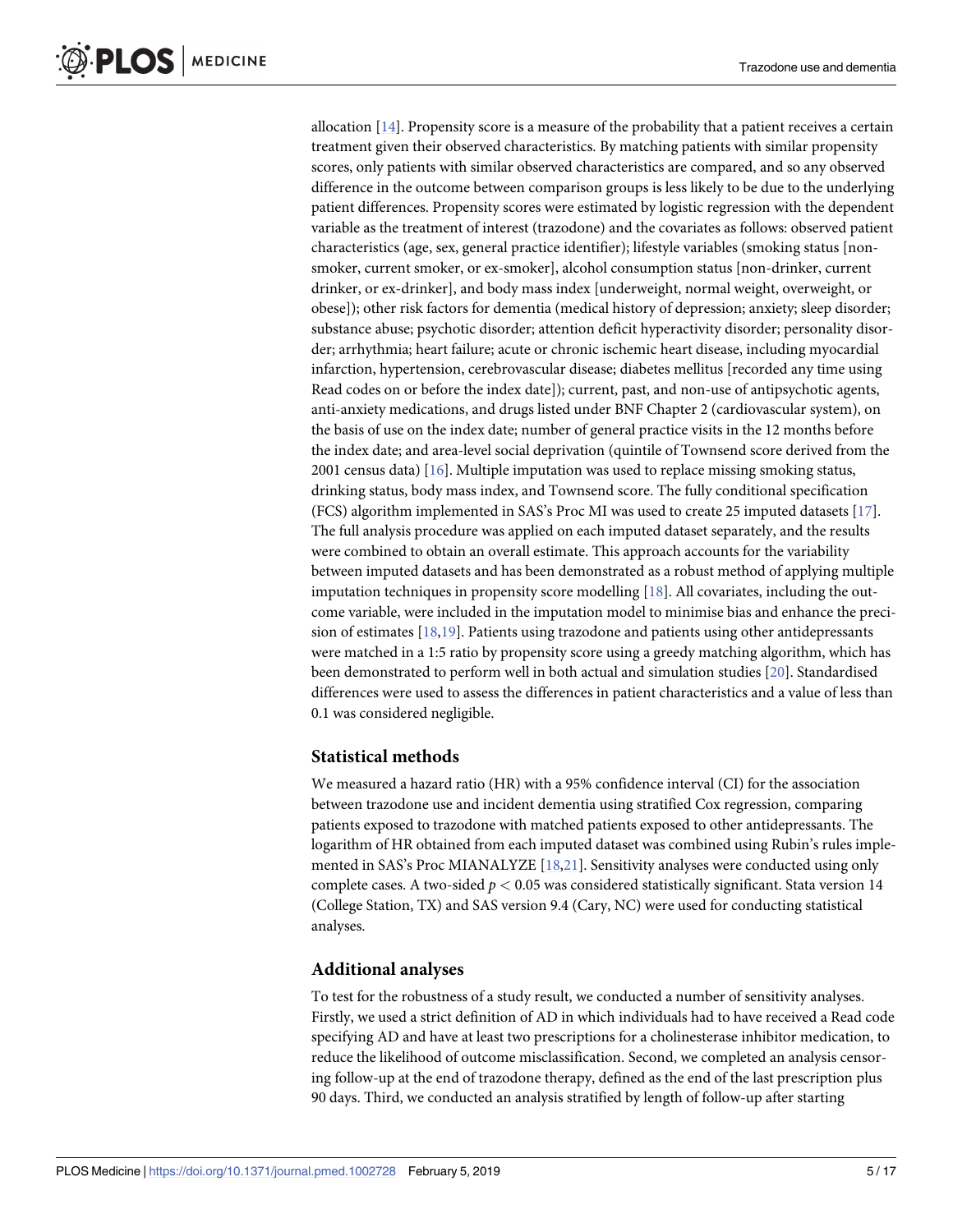allocation [14]. Propensity score is a measure of the probability that a patient receives a certain treatment given their observed characteristics. By matching patients with similar propensity scores, only patients with similar observed characteristics are compared, and so any observed difference in the outcome between comparison groups is less likely to be due to the underlying patient differences. Propensity scores were estimated by logistic regression with the dependent variable as the treatment of interest (trazodone) and the covariates as follows: observed patient characteristics (age, sex, general practice identifier); lifestyle variables (smoking status [non-smoker, current smoker, or ex-smoker], alcohol consumption status [non-drinker, current drinker, or ex-drinker], and body mass index [underweight, normal weight, overweight, or obese]); other risk factors for dementia (medical history of depression; anxiety; sleep disorder; substance abuse; psychotic disorder; attention deficit hyperactivity disorder; personality disorder; arrhythmia; heart failure; acute or chronic ischemic heart disease, including myocardial infarction, hypertension, cerebrovascular disease; diabetes mellitus [recorded any time using Read codes on or before the index date]); current, past, and non-use of antipsychotic agents, anti-anxiety medications, and drugs listed under BNF Chapter 2 (cardiovascular system), on the basis of use on the index date; number of general practice visits in the 12 months before the index date; and area-level social deprivation (quintile of Townsend score derived from the 2001 census data) [16]. Multiple imputation was used to replace missing smoking status, drinking status, body mass index, and Townsend score. The fully conditional specification (FCS) algorithm implemented in SAS's Proc MI was used to create 25 imputed datasets [17]. The full analysis procedure was applied on each imputed dataset separately, and the results were combined to obtain an overall estimate. This approach accounts for the variability between imputed datasets and has been demonstrated as a robust method of applying multiple imputation techniques in propensity score modelling [18]. All covariates, including the outcome variable, were included in the imputation model to minimise bias and enhance the precision of estimates [18,19]. Patients using trazodone and patients using other antidepressants were matched in a 1:5 ratio by propensity score using a greedy matching algorithm, which has been demonstrated to perform well in both actual and simulation studies [20]. Standardised differences were used to assess the differences in patient characteristics and a value of less than 0.1 was considered negligible.

## Statistical methods

We measured a hazard ratio (HR) with a 95% confidence interval (CI) for the association between trazodone use and incident dementia using stratified Cox regression, comparing patients exposed to trazodone with matched patients exposed to other antidepressants. The logarithm of HR obtained from each imputed dataset was combined using Rubin's rules implemented in SAS's Proc MIANALYZE [18,21]. Sensitivity analyses were conducted using only complete cases. A two-sided $p < 0.05$ was considered statistically significant. Stata version 14 (College Station, TX) and SAS version 9.4 (Cary, NC) were used for conducting statistical analyses.

## Additional analyses

To test for the robustness of a study result, we conducted a number of sensitivity analyses. Firstly, we used a strict definition of AD in which individuals had to have received a Read code specifying AD and have at least two prescriptions for a cholinesterase inhibitor medication, to reduce the likelihood of outcome misclassification. Second, we completed an analysis censoring follow-up at the end of trazodone therapy, defined as the end of the last prescription plus 90 days. Third, we conducted an analysis stratified by length of follow-up after starting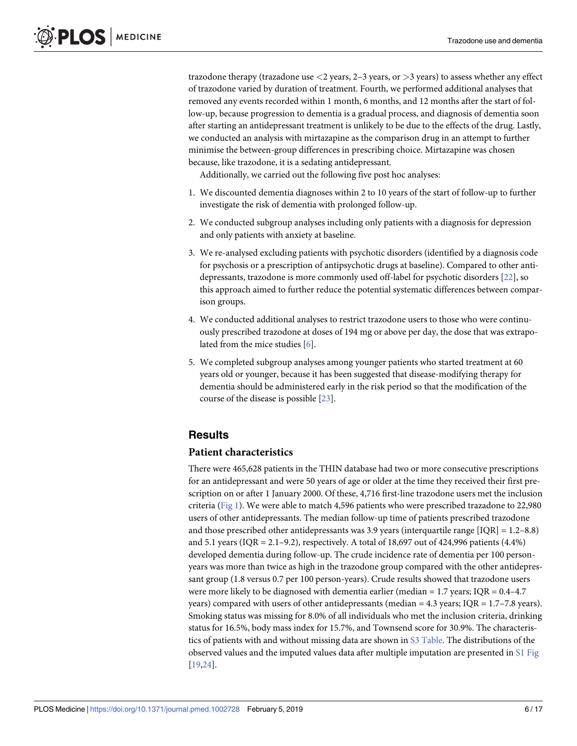trazodone therapy (trazadone use <2 years, 2–3 years, or >3 years) to assess whether any effect of trazodone varied by duration of treatment. Fourth, we performed additional analyses that removed any events recorded within 1 month, 6 months, and 12 months after the start of follow-up, because progression to dementia is a gradual process, and diagnosis of dementia soon after starting an antidepressant treatment is unlikely to be due to the effects of the drug. Lastly, we conducted an analysis with mirtazapine as the comparison drug in an attempt to further minimise the between-group differences in prescribing choice. Mirtazapine was chosen because, like trazodone, it is a sedating antidepressant.

Additionally, we carried out the following five post hoc analyses:

1. We discounted dementia diagnoses within 2 to 10 years of the start of follow-up to further investigate the risk of dementia with prolonged follow-up.
2. We conducted subgroup analyses including only patients with a diagnosis for depression and only patients with anxiety at baseline.
3. We re-analysed excluding patients with psychotic disorders (identified by a diagnosis code for psychosis or a prescription of antipsychotic drugs at baseline). Compared to other antidepressants, trazodone is more commonly used off-label for psychotic disorders [22], so this approach aimed to further reduce the potential systematic differences between comparison groups.
4. We conducted additional analyses to restrict trazodone users to those who were continuously prescribed trazodone at doses of 194 mg or above per day, the dose that was extrapolated from the mice studies [6].
5. We completed subgroup analyses among younger patients who started treatment at 60 years old or younger, because it has been suggested that disease-modifying therapy for dementia should be administered early in the risk period so that the modification of the course of the disease is possible [23].

## Results

### Patient characteristics

There were 465,628 patients in the THIN database had two or more consecutive prescriptions for an antidepressant and were 50 years of age or older at the time they received their first prescription on or after 1 January 2000. Of these, 4,716 first-line trazodone users met the inclusion criteria (Fig 1). We were able to match 4,596 patients who were prescribed trazadone to 22,980 users of other antidepressants. The median follow-up time of patients prescribed trazodone and those prescribed other antidepressants was 3.9 years (interquartile range [IQR] = 1.2–8.8) and 5.1 years (IQR = 2.1–9.2), respectively. A total of 18,697 out of 424,996 patients (4.4%) developed dementia during follow-up. The crude incidence rate of dementia per 100 person-years was more than twice as high in the trazodone group compared with the other antidepressant group (1.8 versus 0.7 per 100 person-years). Crude results showed that trazodone users were more likely to be diagnosed with dementia earlier (median = 1.7 years; IQR = 0.4–4.7 years) compared with users of other antidepressants (median = 4.3 years; IQR = 1.7–7.8 years). Smoking status was missing for 8.0% of all individuals who met the inclusion criteria, drinking status for 16.5%, body mass index for 15.7%, and Townsend score for 30.9%. The characteristics of patients with and without missing data are shown in S3 Table. The distributions of the observed values and the imputed values data after multiple imputation are presented in S1 Fig [19,24].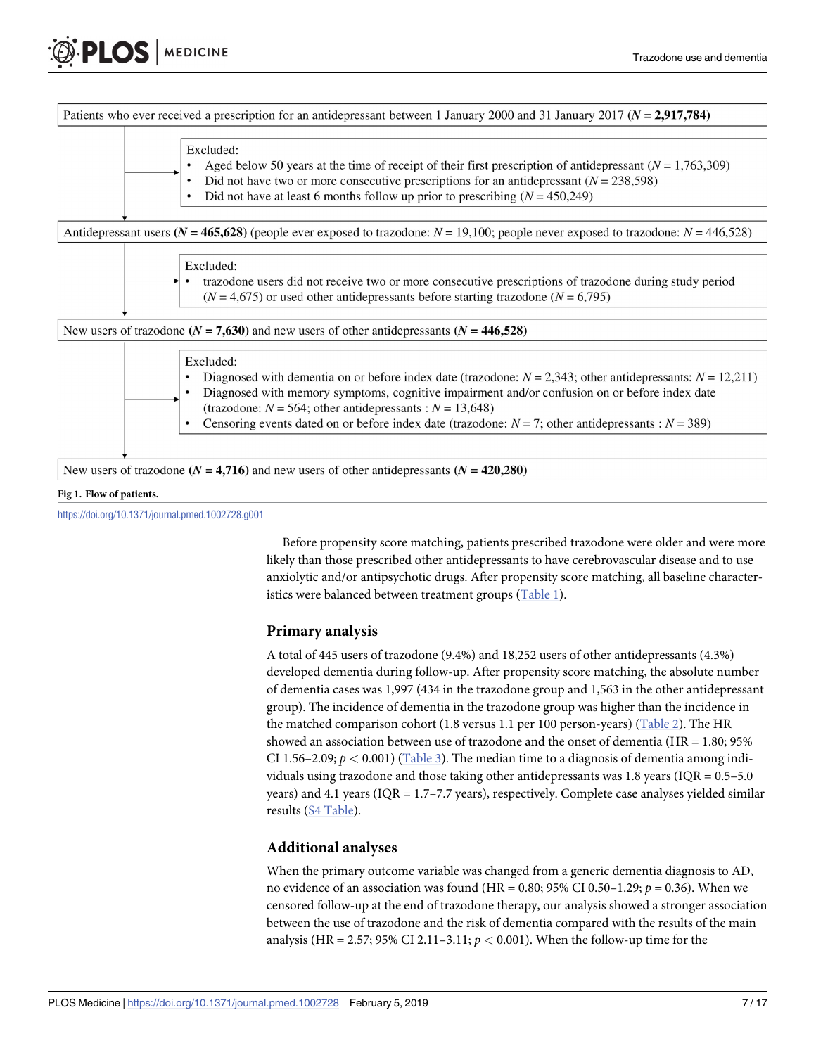Patients who ever received a prescription for an antidepressant between 1 January 2000 and 31 January 2017 (**$N$ = 2,917,784**)

Excluded:
- Aged below 50 years at the time of receipt of their first prescription of antidepressant ($N$ = 1,763,309)
- Did not have two or more consecutive prescriptions for an antidepressant ($N$ = 238,598)
- Did not have at least 6 months follow up prior to prescribing ($N$ = 450,249)

Antidepressant users (**$N$ = 465,628**) (people ever exposed to trazodone: $N$ = 19,100; people never exposed to trazodone: $N$ = 446,528)

Excluded:
- trazodone users did not receive two or more consecutive prescriptions of trazodone during study period ($N$ = 4,675) or used other antidepressants before starting trazodone ($N$ = 6,795)

New users of trazodone (**$N$ = 7,630**) and new users of other antidepressants (**$N$ = 446,528**)

Excluded:
- Diagnosed with dementia on or before index date (trazodone: $N$ = 2,343; other antidepressants: $N$ = 12,211)
- Diagnosed with memory symptoms, cognitive impairment and/or confusion on or before index date (trazodone: $N$ = 564; other antidepressants : $N$ = 13,648)
- Censoring events dated on or before index date (trazodone: $N$ = 7; other antidepressants : $N$ = 389)

New users of trazodone (**$N$ = 4,716**) and new users of other antidepressants (**$N$ = 420,280**)

**Fig 1. Flow of patients.**

https://doi.org/10.1371/journal.pmed.1002728.g001

Before propensity score matching, patients prescribed trazodone were older and were more likely than those prescribed other antidepressants to have cerebrovascular disease and to use anxiolytic and/or antipsychotic drugs. After propensity score matching, all baseline characteristics were balanced between treatment groups (Table 1).

## Primary analysis

A total of 445 users of trazodone (9.4%) and 18,252 users of other antidepressants (4.3%) developed dementia during follow-up. After propensity score matching, the absolute number of dementia cases was 1,997 (434 in the trazodone group and 1,563 in the other antidepressant group). The incidence of dementia in the trazodone group was higher than the incidence in the matched comparison cohort (1.8 versus 1.1 per 100 person-years) (Table 2). The HR showed an association between use of trazodone and the onset of dementia (HR = 1.80; 95% CI 1.56–2.09; $p < 0.001$) (Table 3). The median time to a diagnosis of dementia among individuals using trazodone and those taking other antidepressants was 1.8 years (IQR = 0.5–5.0 years) and 4.1 years (IQR = 1.7–7.7 years), respectively. Complete case analyses yielded similar results (S4 Table).

## Additional analyses

When the primary outcome variable was changed from a generic dementia diagnosis to AD, no evidence of an association was found (HR = 0.80; 95% CI 0.50–1.29; $p = 0.36$). When we censored follow-up at the end of trazodone therapy, our analysis showed a stronger association between the use of trazodone and the risk of dementia compared with the results of the main analysis (HR = 2.57; 95% CI 2.11–3.11; $p < 0.001$). When the follow-up time for the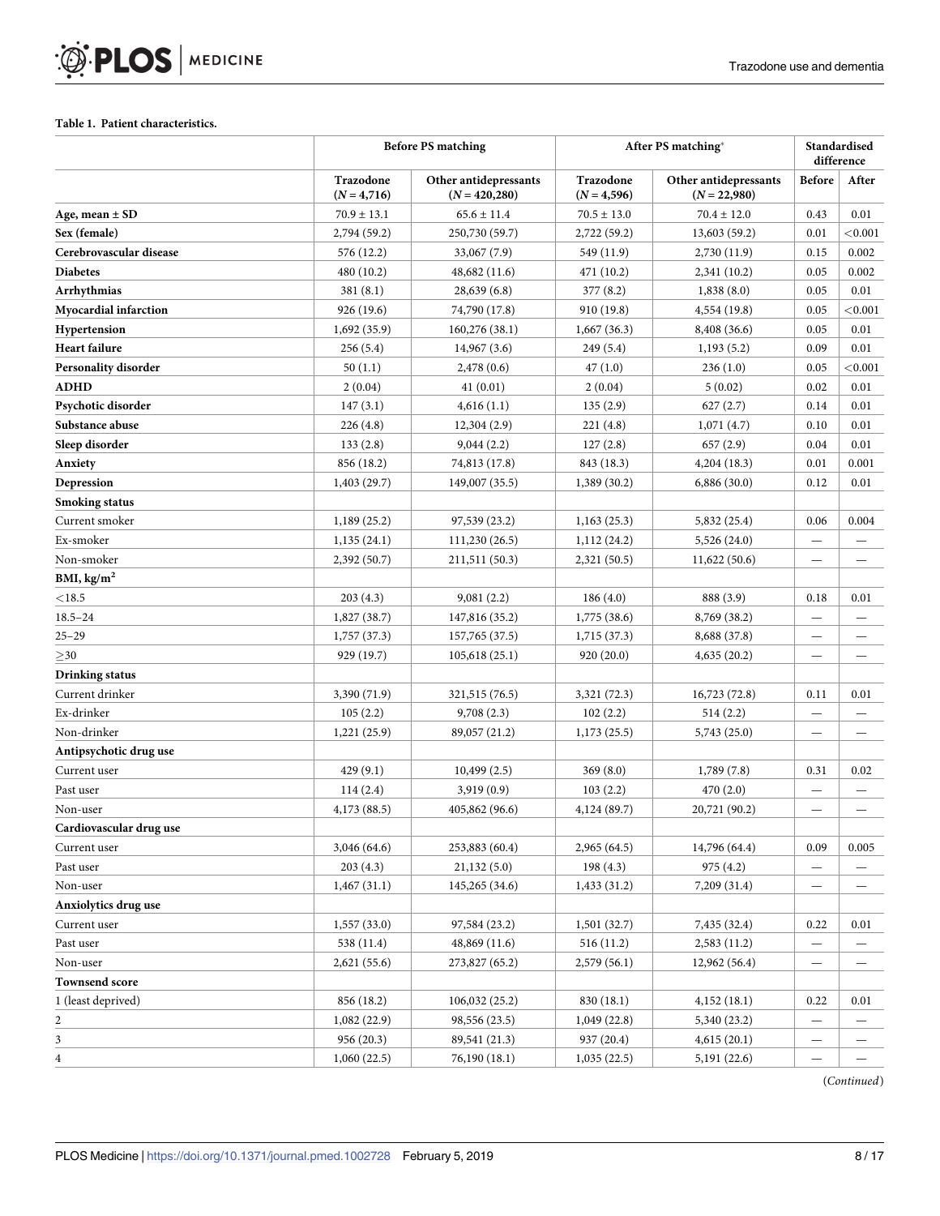**Table 1. Patient characteristics.**

| | Before PS matching | | After PS matching* | | Standardised difference | |
|---|---|---|---|---|---|---|
| | Trazodone (N = 4,716) | Other antidepressants (N = 420,280) | Trazodone (N = 4,596) | Other antidepressants (N = 22,980) | Before | After |
| **Age, mean ± SD** | 70.9 ± 13.1 | 65.6 ± 11.4 | 70.5 ± 13.0 | 70.4 ± 12.0 | 0.43 | 0.01 |
| **Sex (female)** | 2,794 (59.2) | 250,730 (59.7) | 2,722 (59.2) | 13,603 (59.2) | 0.01 | <0.001 |
| **Cerebrovascular disease** | 576 (12.2) | 33,067 (7.9) | 549 (11.9) | 2,730 (11.9) | 0.15 | 0.002 |
| **Diabetes** | 480 (10.2) | 48,682 (11.6) | 471 (10.2) | 2,341 (10.2) | 0.05 | 0.002 |
| **Arrhythmias** | 381 (8.1) | 28,639 (6.8) | 377 (8.2) | 1,838 (8.0) | 0.05 | 0.01 |
| **Myocardial infarction** | 926 (19.6) | 74,790 (17.8) | 910 (19.8) | 4,554 (19.8) | 0.05 | <0.001 |
| **Hypertension** | 1,692 (35.9) | 160,276 (38.1) | 1,667 (36.3) | 8,408 (36.6) | 0.05 | 0.01 |
| **Heart failure** | 256 (5.4) | 14,967 (3.6) | 249 (5.4) | 1,193 (5.2) | 0.09 | 0.01 |
| **Personality disorder** | 50 (1.1) | 2,478 (0.6) | 47 (1.0) | 236 (1.0) | 0.05 | <0.001 |
| **ADHD** | 2 (0.04) | 41 (0.01) | 2 (0.04) | 5 (0.02) | 0.02 | 0.01 |
| **Psychotic disorder** | 147 (3.1) | 4,616 (1.1) | 135 (2.9) | 627 (2.7) | 0.14 | 0.01 |
| **Substance abuse** | 226 (4.8) | 12,304 (2.9) | 221 (4.8) | 1,071 (4.7) | 0.10 | 0.01 |
| **Sleep disorder** | 133 (2.8) | 9,044 (2.2) | 127 (2.8) | 657 (2.9) | 0.04 | 0.01 |
| **Anxiety** | 856 (18.2) | 74,813 (17.8) | 843 (18.3) | 4,204 (18.3) | 0.01 | 0.001 |
| **Depression** | 1,403 (29.7) | 149,007 (35.5) | 1,389 (30.2) | 6,886 (30.0) | 0.12 | 0.01 |
| **Smoking status** | | | | | | |
| Current smoker | 1,189 (25.2) | 97,539 (23.2) | 1,163 (25.3) | 5,832 (25.4) | 0.06 | 0.004 |
| Ex-smoker | 1,135 (24.1) | 111,230 (26.5) | 1,112 (24.2) | 5,526 (24.0) | — | — |
| Non-smoker | 2,392 (50.7) | 211,511 (50.3) | 2,321 (50.5) | 11,622 (50.6) | — | — |
| **BMI, kg/m²** | | | | | | |
| <18.5 | 203 (4.3) | 9,081 (2.2) | 186 (4.0) | 888 (3.9) | 0.18 | 0.01 |
| 18.5–24 | 1,827 (38.7) | 147,816 (35.2) | 1,775 (38.6) | 8,769 (38.2) | — | — |
| 25–29 | 1,757 (37.3) | 157,765 (37.5) | 1,715 (37.3) | 8,688 (37.8) | — | — |
| ≥30 | 929 (19.7) | 105,618 (25.1) | 920 (20.0) | 4,635 (20.2) | — | — |
| **Drinking status** | | | | | | |
| Current drinker | 3,390 (71.9) | 321,515 (76.5) | 3,321 (72.3) | 16,723 (72.8) | 0.11 | 0.01 |
| Ex-drinker | 105 (2.2) | 9,708 (2.3) | 102 (2.2) | 514 (2.2) | — | — |
| Non-drinker | 1,221 (25.9) | 89,057 (21.2) | 1,173 (25.5) | 5,743 (25.0) | — | — |
| **Antipsychotic drug use** | | | | | | |
| Current user | 429 (9.1) | 10,499 (2.5) | 369 (8.0) | 1,789 (7.8) | 0.31 | 0.02 |
| Past user | 114 (2.4) | 3,919 (0.9) | 103 (2.2) | 470 (2.0) | — | — |
| Non-user | 4,173 (88.5) | 405,862 (96.6) | 4,124 (89.7) | 20,721 (90.2) | — | — |
| **Cardiovascular drug use** | | | | | | |
| Current user | 3,046 (64.6) | 253,883 (60.4) | 2,965 (64.5) | 14,796 (64.4) | 0.09 | 0.005 |
| Past user | 203 (4.3) | 21,132 (5.0) | 198 (4.3) | 975 (4.2) | — | — |
| Non-user | 1,467 (31.1) | 145,265 (34.6) | 1,433 (31.2) | 7,209 (31.4) | — | — |
| **Anxiolytics drug use** | | | | | | |
| Current user | 1,557 (33.0) | 97,584 (23.2) | 1,501 (32.7) | 7,435 (32.4) | 0.22 | 0.01 |
| Past user | 538 (11.4) | 48,869 (11.6) | 516 (11.2) | 2,583 (11.2) | — | — |
| Non-user | 2,621 (55.6) | 273,827 (65.2) | 2,579 (56.1) | 12,962 (56.4) | — | — |
| **Townsend score** | | | | | | |
| 1 (least deprived) | 856 (18.2) | 106,032 (25.2) | 830 (18.1) | 4,152 (18.1) | 0.22 | 0.01 |
| 2 | 1,082 (22.9) | 98,556 (23.5) | 1,049 (22.8) | 5,340 (23.2) | — | — |
| 3 | 956 (20.3) | 89,541 (21.3) | 937 (20.4) | 4,615 (20.1) | — | — |
| 4 | 1,060 (22.5) | 76,190 (18.1) | 1,035 (22.5) | 5,191 (22.6) | — | — |

(*Continued*)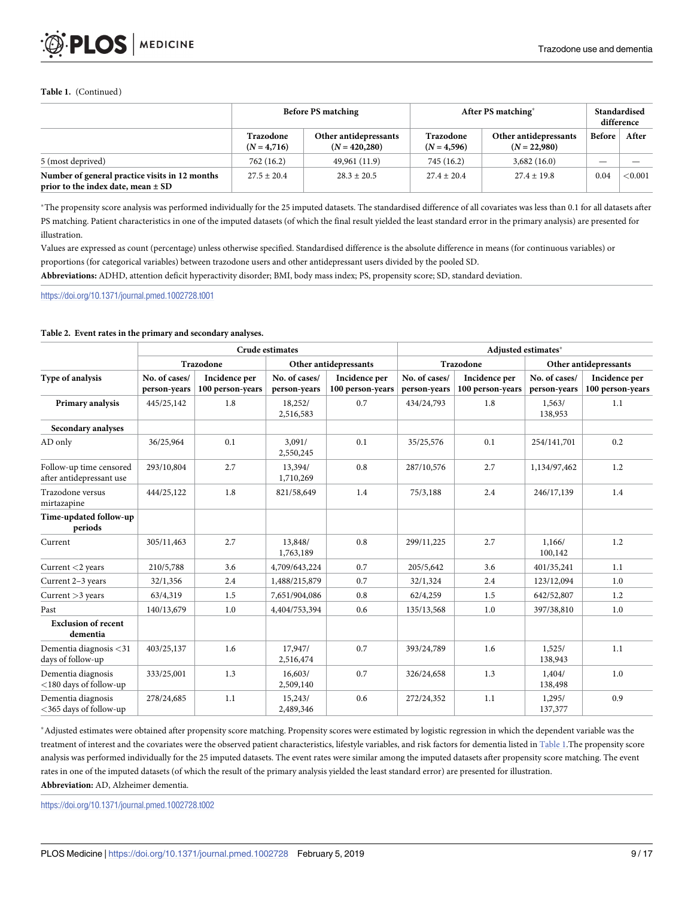**Table 1.** (Continued)

| | Before PS matching | | After PS matching* | | Standardised difference | |
|---|---|---|---|---|---|---|
| | Trazodone (N = 4,716) | Other antidepressants (N = 420,280) | Trazodone (N = 4,596) | Other antidepressants (N = 22,980) | Before | After |
| 5 (most deprived) | 762 (16.2) | 49,961 (11.9) | 745 (16.2) | 3,682 (16.0) | — | — |
| **Number of general practice visits in 12 months prior to the index date, mean ± SD** | 27.5 ± 20.4 | 28.3 ± 20.5 | 27.4 ± 20.4 | 27.4 ± 19.8 | 0.04 | <0.001 |

*The propensity score analysis was performed individually for the 25 imputed datasets. The standardised difference of all covariates was less than 0.1 for all datasets after PS matching. Patient characteristics in one of the imputed datasets (of which the final result yielded the least standard error in the primary analysis) are presented for illustration.

Values are expressed as count (percentage) unless otherwise specified. Standardised difference is the absolute difference in means (for continuous variables) or proportions (for categorical variables) between trazodone users and other antidepressant users divided by the pooled SD.

**Abbreviations:** ADHD, attention deficit hyperactivity disorder; BMI, body mass index; PS, propensity score; SD, standard deviation.

https://doi.org/10.1371/journal.pmed.1002728.t001

**Table 2. Event rates in the primary and secondary analyses.**

| | Crude estimates | | | | Adjusted estimates* | | | |
|---|---|---|---|---|---|---|---|---|
| | Trazodone | | Other antidepressants | | Trazodone | | Other antidepressants | |
| Type of analysis | No. of cases/ person-years | Incidence per 100 person-years | No. of cases/ person-years | Incidence per 100 person-years | No. of cases/ person-years | Incidence per 100 person-years | No. of cases/ person-years | Incidence per 100 person-years |
| **Primary analysis** | 445/25,142 | 1.8 | 18,252/ 2,516,583 | 0.7 | 434/24,793 | 1.8 | 1,563/ 138,953 | 1.1 |
| **Secondary analyses** | | | | | | | | |
| AD only | 36/25,964 | 0.1 | 3,091/ 2,550,245 | 0.1 | 35/25,576 | 0.1 | 254/141,701 | 0.2 |
| Follow-up time censored after antidepressant use | 293/10,804 | 2.7 | 13,394/ 1,710,269 | 0.8 | 287/10,576 | 2.7 | 1,134/97,462 | 1.2 |
| Trazodone versus mirtazapine | 444/25,122 | 1.8 | 821/58,649 | 1.4 | 75/3,188 | 2.4 | 246/17,139 | 1.4 |
| **Time-updated follow-up periods** | | | | | | | | |
| Current | 305/11,463 | 2.7 | 13,848/ 1,763,189 | 0.8 | 299/11,225 | 2.7 | 1,166/ 100,142 | 1.2 |
| Current <2 years | 210/5,788 | 3.6 | 4,709/643,224 | 0.7 | 205/5,642 | 3.6 | 401/35,241 | 1.1 |
| Current 2–3 years | 32/1,356 | 2.4 | 1,488/215,879 | 0.7 | 32/1,324 | 2.4 | 123/12,094 | 1.0 |
| Current >3 years | 63/4,319 | 1.5 | 7,651/904,086 | 0.8 | 62/4,259 | 1.5 | 642/52,807 | 1.2 |
| Past | 140/13,679 | 1.0 | 4,404/753,394 | 0.6 | 135/13,568 | 1.0 | 397/38,810 | 1.0 |
| **Exclusion of recent dementia** | | | | | | | | |
| Dementia diagnosis <31 days of follow-up | 403/25,137 | 1.6 | 17,947/ 2,516,474 | 0.7 | 393/24,789 | 1.6 | 1,525/ 138,943 | 1.1 |
| Dementia diagnosis <180 days of follow-up | 333/25,001 | 1.3 | 16,603/ 2,509,140 | 0.7 | 326/24,658 | 1.3 | 1,404/ 138,498 | 1.0 |
| Dementia diagnosis <365 days of follow-up | 278/24,685 | 1.1 | 15,243/ 2,489,346 | 0.6 | 272/24,352 | 1.1 | 1,295/ 137,377 | 0.9 |

*Adjusted estimates were obtained after propensity score matching. Propensity scores were estimated by logistic regression in which the dependent variable was the treatment of interest and the covariates were the observed patient characteristics, lifestyle variables, and risk factors for dementia listed in Table 1.The propensity score analysis was performed individually for the 25 imputed datasets. The event rates were similar among the imputed datasets after propensity score matching. The event rates in one of the imputed datasets (of which the result of the primary analysis yielded the least standard error) are presented for illustration.

**Abbreviation:** AD, Alzheimer dementia.

https://doi.org/10.1371/journal.pmed.1002728.t002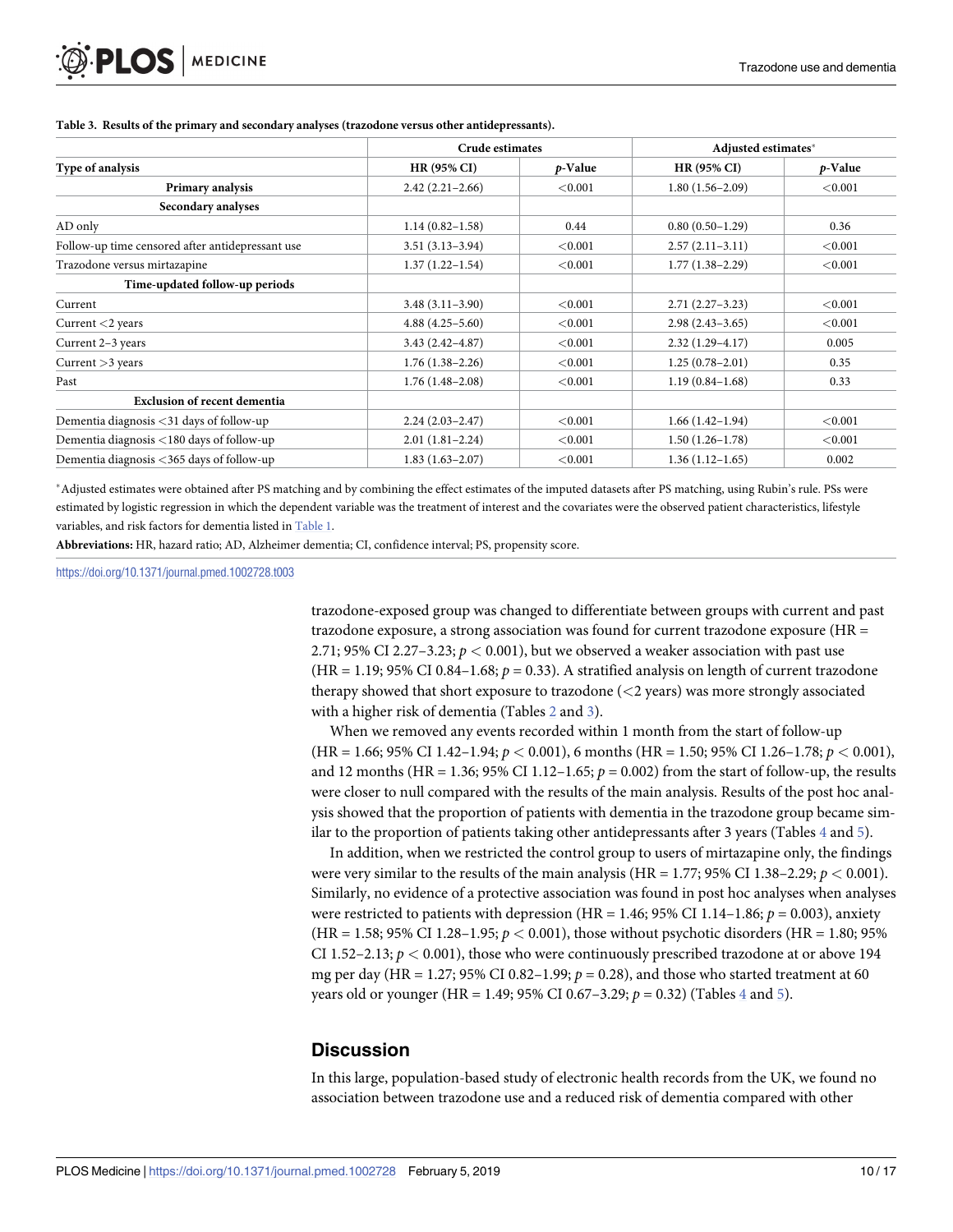**Table 3. Results of the primary and secondary analyses (trazodone versus other antidepressants).**

| Type of analysis | Crude estimates | | Adjusted estimates* | |
|---|---|---|---|---|
| | HR (95% CI) | *p*-Value | HR (95% CI) | *p*-Value |
| **Primary analysis** | 2.42 (2.21–2.66) | <0.001 | 1.80 (1.56–2.09) | <0.001 |
| **Secondary analyses** | | | | |
| AD only | 1.14 (0.82–1.58) | 0.44 | 0.80 (0.50–1.29) | 0.36 |
| Follow-up time censored after antidepressant use | 3.51 (3.13–3.94) | <0.001 | 2.57 (2.11–3.11) | <0.001 |
| Trazodone versus mirtazapine | 1.37 (1.22–1.54) | <0.001 | 1.77 (1.38–2.29) | <0.001 |
| **Time-updated follow-up periods** | | | | |
| Current | 3.48 (3.11–3.90) | <0.001 | 2.71 (2.27–3.23) | <0.001 |
| Current <2 years | 4.88 (4.25–5.60) | <0.001 | 2.98 (2.43–3.65) | <0.001 |
| Current 2–3 years | 3.43 (2.42–4.87) | <0.001 | 2.32 (1.29–4.17) | 0.005 |
| Current >3 years | 1.76 (1.38–2.26) | <0.001 | 1.25 (0.78–2.01) | 0.35 |
| Past | 1.76 (1.48–2.08) | <0.001 | 1.19 (0.84–1.68) | 0.33 |
| **Exclusion of recent dementia** | | | | |
| Dementia diagnosis <31 days of follow-up | 2.24 (2.03–2.47) | <0.001 | 1.66 (1.42–1.94) | <0.001 |
| Dementia diagnosis <180 days of follow-up | 2.01 (1.81–2.24) | <0.001 | 1.50 (1.26–1.78) | <0.001 |
| Dementia diagnosis <365 days of follow-up | 1.83 (1.63–2.07) | <0.001 | 1.36 (1.12–1.65) | 0.002 |

*Adjusted estimates were obtained after PS matching and by combining the effect estimates of the imputed datasets after PS matching, using Rubin's rule. PSs were estimated by logistic regression in which the dependent variable was the treatment of interest and the covariates were the observed patient characteristics, lifestyle variables, and risk factors for dementia listed in Table 1.

**Abbreviations:** HR, hazard ratio; AD, Alzheimer dementia; CI, confidence interval; PS, propensity score.

https://doi.org/10.1371/journal.pmed.1002728.t003

trazodone-exposed group was changed to differentiate between groups with current and past trazodone exposure, a strong association was found for current trazodone exposure (HR = 2.71; 95% CI 2.27–3.23; $p < 0.001$), but we observed a weaker association with past use (HR = 1.19; 95% CI 0.84–1.68; $p = 0.33$). A stratified analysis on length of current trazodone therapy showed that short exposure to trazodone (<2 years) was more strongly associated with a higher risk of dementia (Tables 2 and 3).

When we removed any events recorded within 1 month from the start of follow-up (HR = 1.66; 95% CI 1.42–1.94; $p < 0.001$), 6 months (HR = 1.50; 95% CI 1.26–1.78; $p < 0.001$), and 12 months (HR = 1.36; 95% CI 1.12–1.65; $p = 0.002$) from the start of follow-up, the results were closer to null compared with the results of the main analysis. Results of the post hoc analysis showed that the proportion of patients with dementia in the trazodone group became similar to the proportion of patients taking other antidepressants after 3 years (Tables 4 and 5).

In addition, when we restricted the control group to users of mirtazapine only, the findings were very similar to the results of the main analysis (HR = 1.77; 95% CI 1.38–2.29; $p < 0.001$). Similarly, no evidence of a protective association was found in post hoc analyses when analyses were restricted to patients with depression (HR = 1.46; 95% CI 1.14–1.86; $p = 0.003$), anxiety (HR = 1.58; 95% CI 1.28–1.95; $p < 0.001$), those without psychotic disorders (HR = 1.80; 95% CI 1.52–2.13; $p < 0.001$), those who were continuously prescribed trazodone at or above 194 mg per day (HR = 1.27; 95% CI 0.82–1.99; $p = 0.28$), and those who started treatment at 60 years old or younger (HR = 1.49; 95% CI 0.67–3.29; $p = 0.32$) (Tables 4 and 5).

## Discussion

In this large, population-based study of electronic health records from the UK, we found no association between trazodone use and a reduced risk of dementia compared with other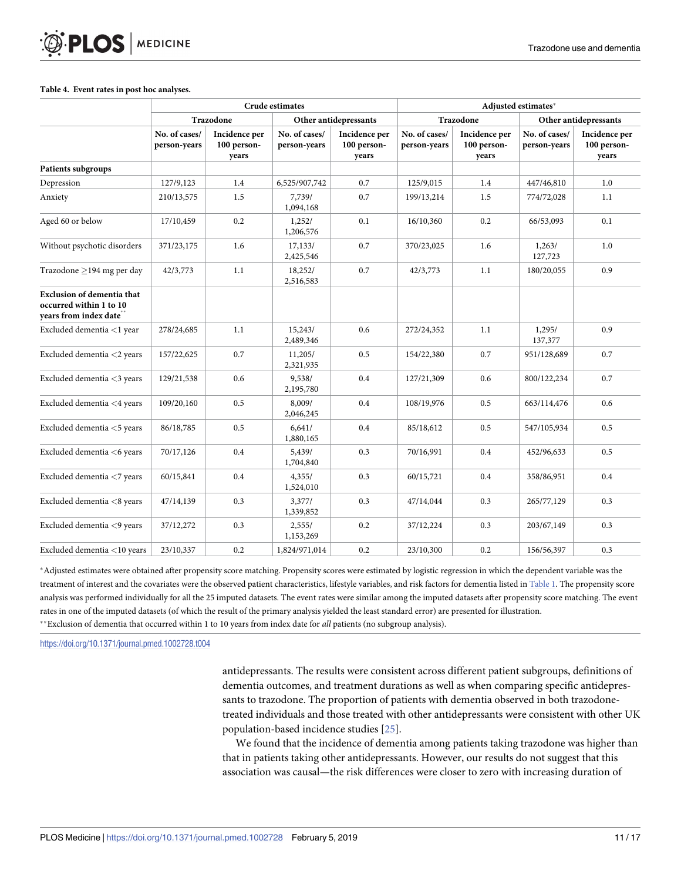**Table 4. Event rates in post hoc analyses.**

| | Crude estimates | | | | Adjusted estimates* | | | |
|---|---|---|---|---|---|---|---|---|
| | Trazodone | | Other antidepressants | | Trazodone | | Other antidepressants | |
| | No. of cases/ person-years | Incidence per 100 person-years | No. of cases/ person-years | Incidence per 100 person-years | No. of cases/ person-years | Incidence per 100 person-years | No. of cases/ person-years | Incidence per 100 person-years |
| **Patients subgroups** | | | | | | | | |
| Depression | 127/9,123 | 1.4 | 6,525/907,742 | 0.7 | 125/9,015 | 1.4 | 447/46,810 | 1.0 |
| Anxiety | 210/13,575 | 1.5 | 7,739/1,094,168 | 0.7 | 199/13,214 | 1.5 | 774/72,028 | 1.1 |
| Aged 60 or below | 17/10,459 | 0.2 | 1,252/1,206,576 | 0.1 | 16/10,360 | 0.2 | 66/53,093 | 0.1 |
| Without psychotic disorders | 371/23,175 | 1.6 | 17,133/2,425,546 | 0.7 | 370/23,025 | 1.6 | 1,263/127,723 | 1.0 |
| Trazodone ≥194 mg per day | 42/3,773 | 1.1 | 18,252/2,516,583 | 0.7 | 42/3,773 | 1.1 | 180/20,055 | 0.9 |
| **Exclusion of dementia that occurred within 1 to 10 years from index date\*\*** | | | | | | | | |
| Excluded dementia <1 year | 278/24,685 | 1.1 | 15,243/2,489,346 | 0.6 | 272/24,352 | 1.1 | 1,295/137,377 | 0.9 |
| Excluded dementia <2 years | 157/22,625 | 0.7 | 11,205/2,321,935 | 0.5 | 154/22,380 | 0.7 | 951/128,689 | 0.7 |
| Excluded dementia <3 years | 129/21,538 | 0.6 | 9,538/2,195,780 | 0.4 | 127/21,309 | 0.6 | 800/122,234 | 0.7 |
| Excluded dementia <4 years | 109/20,160 | 0.5 | 8,009/2,046,245 | 0.4 | 108/19,976 | 0.5 | 663/114,476 | 0.6 |
| Excluded dementia <5 years | 86/18,785 | 0.5 | 6,641/1,880,165 | 0.4 | 85/18,612 | 0.5 | 547/105,934 | 0.5 |
| Excluded dementia <6 years | 70/17,126 | 0.4 | 5,439/1,704,840 | 0.3 | 70/16,991 | 0.4 | 452/96,633 | 0.5 |
| Excluded dementia <7 years | 60/15,841 | 0.4 | 4,355/1,524,010 | 0.3 | 60/15,721 | 0.4 | 358/86,951 | 0.4 |
| Excluded dementia <8 years | 47/14,139 | 0.3 | 3,377/1,339,852 | 0.3 | 47/14,044 | 0.3 | 265/77,129 | 0.3 |
| Excluded dementia <9 years | 37/12,272 | 0.3 | 2,555/1,153,269 | 0.2 | 37/12,224 | 0.3 | 203/67,149 | 0.3 |
| Excluded dementia <10 years | 23/10,337 | 0.2 | 1,824/971,014 | 0.2 | 23/10,300 | 0.2 | 156/56,397 | 0.3 |

\*Adjusted estimates were obtained after propensity score matching. Propensity scores were estimated by logistic regression in which the dependent variable was the treatment of interest and the covariates were the observed patient characteristics, lifestyle variables, and risk factors for dementia listed in Table 1. The propensity score analysis was performed individually for all the 25 imputed datasets. The event rates were similar among the imputed datasets after propensity score matching. The event rates in one of the imputed datasets (of which the result of the primary analysis yielded the least standard error) are presented for illustration.

\*\*Exclusion of dementia that occurred within 1 to 10 years from index date for *all* patients (no subgroup analysis).

https://doi.org/10.1371/journal.pmed.1002728.t004

antidepressants. The results were consistent across different patient subgroups, definitions of dementia outcomes, and treatment durations as well as when comparing specific antidepressants to trazodone. The proportion of patients with dementia observed in both trazodone-treated individuals and those treated with other antidepressants were consistent with other UK population-based incidence studies [25].

We found that the incidence of dementia among patients taking trazodone was higher than that in patients taking other antidepressants. However, our results do not suggest that this association was causal—the risk differences were closer to zero with increasing duration of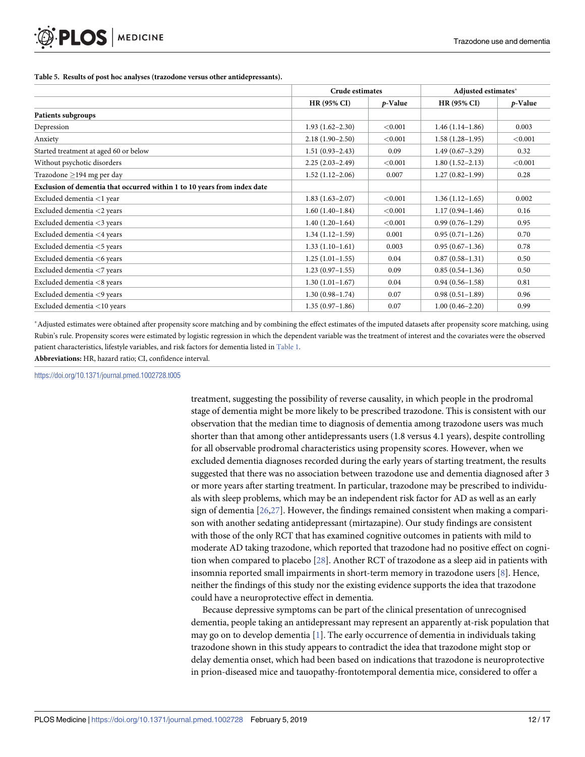**Table 5. Results of post hoc analyses (trazodone versus other antidepressants).**

| | Crude estimates | | Adjusted estimates* | |
|---|---|---|---|---|
| | HR (95% CI) | *p*-Value | HR (95% CI) | *p*-Value |
| **Patients subgroups** | | | | |
| Depression | 1.93 (1.62–2.30) | <0.001 | 1.46 (1.14–1.86) | 0.003 |
| Anxiety | 2.18 (1.90–2.50) | <0.001 | 1.58 (1.28–1.95) | <0.001 |
| Started treatment at aged 60 or below | 1.51 (0.93–2.43) | 0.09 | 1.49 (0.67–3.29) | 0.32 |
| Without psychotic disorders | 2.25 (2.03–2.49) | <0.001 | 1.80 (1.52–2.13) | <0.001 |
| Trazodone ≥194 mg per day | 1.52 (1.12–2.06) | 0.007 | 1.27 (0.82–1.99) | 0.28 |
| **Exclusion of dementia that occurred within 1 to 10 years from index date** | | | | |
| Excluded dementia <1 year | 1.83 (1.63–2.07) | <0.001 | 1.36 (1.12–1.65) | 0.002 |
| Excluded dementia <2 years | 1.60 (1.40–1.84) | <0.001 | 1.17 (0.94–1.46) | 0.16 |
| Excluded dementia <3 years | 1.40 (1.20–1.64) | <0.001 | 0.99 (0.76–1.29) | 0.95 |
| Excluded dementia <4 years | 1.34 (1.12–1.59) | 0.001 | 0.95 (0.71–1.26) | 0.70 |
| Excluded dementia <5 years | 1.33 (1.10–1.61) | 0.003 | 0.95 (0.67–1.36) | 0.78 |
| Excluded dementia <6 years | 1.25 (1.01–1.55) | 0.04 | 0.87 (0.58–1.31) | 0.50 |
| Excluded dementia <7 years | 1.23 (0.97–1.55) | 0.09 | 0.85 (0.54–1.36) | 0.50 |
| Excluded dementia <8 years | 1.30 (1.01–1.67) | 0.04 | 0.94 (0.56–1.58) | 0.81 |
| Excluded dementia <9 years | 1.30 (0.98–1.74) | 0.07 | 0.98 (0.51–1.89) | 0.96 |
| Excluded dementia <10 years | 1.35 (0.97–1.86) | 0.07 | 1.00 (0.46–2.20) | 0.99 |

*Adjusted estimates were obtained after propensity score matching and by combining the effect estimates of the imputed datasets after propensity score matching, using Rubin's rule. Propensity scores were estimated by logistic regression in which the dependent variable was the treatment of interest and the covariates were the observed patient characteristics, lifestyle variables, and risk factors for dementia listed in Table 1.

**Abbreviations:** HR, hazard ratio; CI, confidence interval.

https://doi.org/10.1371/journal.pmed.1002728.t005

treatment, suggesting the possibility of reverse causality, in which people in the prodromal stage of dementia might be more likely to be prescribed trazodone. This is consistent with our observation that the median time to diagnosis of dementia among trazodone users was much shorter than that among other antidepressants users (1.8 versus 4.1 years), despite controlling for all observable prodromal characteristics using propensity scores. However, when we excluded dementia diagnoses recorded during the early years of starting treatment, the results suggested that there was no association between trazodone use and dementia diagnosed after 3 or more years after starting treatment. In particular, trazodone may be prescribed to individuals with sleep problems, which may be an independent risk factor for AD as well as an early sign of dementia [26,27]. However, the findings remained consistent when making a comparison with another sedating antidepressant (mirtazapine). Our study findings are consistent with those of the only RCT that has examined cognitive outcomes in patients with mild to moderate AD taking trazodone, which reported that trazodone had no positive effect on cognition when compared to placebo [28]. Another RCT of trazodone as a sleep aid in patients with insomnia reported small impairments in short-term memory in trazodone users [8]. Hence, neither the findings of this study nor the existing evidence supports the idea that trazodone could have a neuroprotective effect in dementia.

Because depressive symptoms can be part of the clinical presentation of unrecognised dementia, people taking an antidepressant may represent an apparently at-risk population that may go on to develop dementia [1]. The early occurrence of dementia in individuals taking trazodone shown in this study appears to contradict the idea that trazodone might stop or delay dementia onset, which had been based on indications that trazodone is neuroprotective in prion-diseased mice and tauopathy-frontotemporal dementia mice, considered to offer a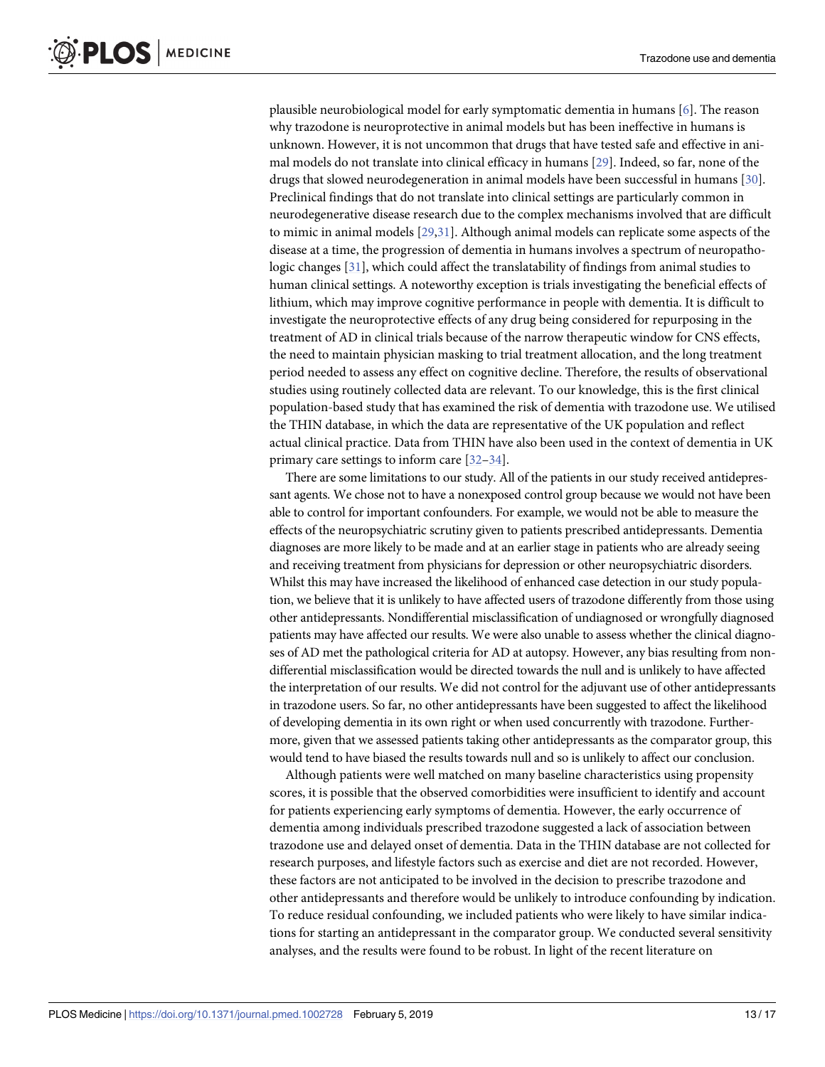plausible neurobiological model for early symptomatic dementia in humans [6]. The reason why trazodone is neuroprotective in animal models but has been ineffective in humans is unknown. However, it is not uncommon that drugs that have tested safe and effective in animal models do not translate into clinical efficacy in humans [29]. Indeed, so far, none of the drugs that slowed neurodegeneration in animal models have been successful in humans [30]. Preclinical findings that do not translate into clinical settings are particularly common in neurodegenerative disease research due to the complex mechanisms involved that are difficult to mimic in animal models [29,31]. Although animal models can replicate some aspects of the disease at a time, the progression of dementia in humans involves a spectrum of neuropathologic changes [31], which could affect the translatability of findings from animal studies to human clinical settings. A noteworthy exception is trials investigating the beneficial effects of lithium, which may improve cognitive performance in people with dementia. It is difficult to investigate the neuroprotective effects of any drug being considered for repurposing in the treatment of AD in clinical trials because of the narrow therapeutic window for CNS effects, the need to maintain physician masking to trial treatment allocation, and the long treatment period needed to assess any effect on cognitive decline. Therefore, the results of observational studies using routinely collected data are relevant. To our knowledge, this is the first clinical population-based study that has examined the risk of dementia with trazodone use. We utilised the THIN database, in which the data are representative of the UK population and reflect actual clinical practice. Data from THIN have also been used in the context of dementia in UK primary care settings to inform care [32–34].

There are some limitations to our study. All of the patients in our study received antidepressant agents. We chose not to have a nonexposed control group because we would not have been able to control for important confounders. For example, we would not be able to measure the effects of the neuropsychiatric scrutiny given to patients prescribed antidepressants. Dementia diagnoses are more likely to be made and at an earlier stage in patients who are already seeing and receiving treatment from physicians for depression or other neuropsychiatric disorders. Whilst this may have increased the likelihood of enhanced case detection in our study population, we believe that it is unlikely to have affected users of trazodone differently from those using other antidepressants. Nondifferential misclassification of undiagnosed or wrongfully diagnosed patients may have affected our results. We were also unable to assess whether the clinical diagnoses of AD met the pathological criteria for AD at autopsy. However, any bias resulting from nondifferential misclassification would be directed towards the null and is unlikely to have affected the interpretation of our results. We did not control for the adjuvant use of other antidepressants in trazodone users. So far, no other antidepressants have been suggested to affect the likelihood of developing dementia in its own right or when used concurrently with trazodone. Furthermore, given that we assessed patients taking other antidepressants as the comparator group, this would tend to have biased the results towards null and so is unlikely to affect our conclusion.

Although patients were well matched on many baseline characteristics using propensity scores, it is possible that the observed comorbidities were insufficient to identify and account for patients experiencing early symptoms of dementia. However, the early occurrence of dementia among individuals prescribed trazodone suggested a lack of association between trazodone use and delayed onset of dementia. Data in the THIN database are not collected for research purposes, and lifestyle factors such as exercise and diet are not recorded. However, these factors are not anticipated to be involved in the decision to prescribe trazodone and other antidepressants and therefore would be unlikely to introduce confounding by indication. To reduce residual confounding, we included patients who were likely to have similar indications for starting an antidepressant in the comparator group. We conducted several sensitivity analyses, and the results were found to be robust. In light of the recent literature on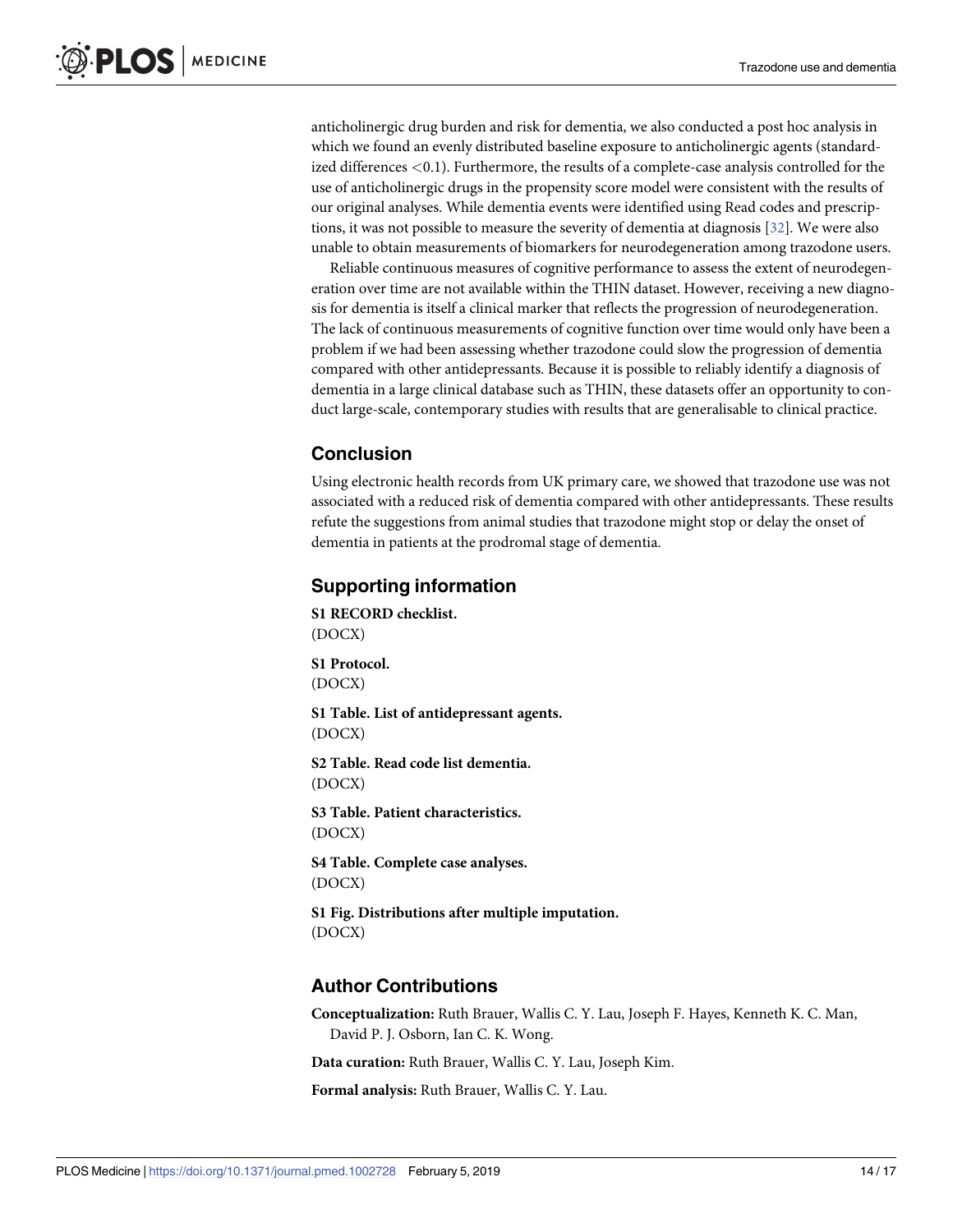anticholinergic drug burden and risk for dementia, we also conducted a post hoc analysis in which we found an evenly distributed baseline exposure to anticholinergic agents (standardized differences <0.1). Furthermore, the results of a complete-case analysis controlled for the use of anticholinergic drugs in the propensity score model were consistent with the results of our original analyses. While dementia events were identified using Read codes and prescriptions, it was not possible to measure the severity of dementia at diagnosis [32]. We were also unable to obtain measurements of biomarkers for neurodegeneration among trazodone users.

Reliable continuous measures of cognitive performance to assess the extent of neurodegeneration over time are not available within the THIN dataset. However, receiving a new diagnosis for dementia is itself a clinical marker that reflects the progression of neurodegeneration. The lack of continuous measurements of cognitive function over time would only have been a problem if we had been assessing whether trazodone could slow the progression of dementia compared with other antidepressants. Because it is possible to reliably identify a diagnosis of dementia in a large clinical database such as THIN, these datasets offer an opportunity to conduct large-scale, contemporary studies with results that are generalisable to clinical practice.

## Conclusion

Using electronic health records from UK primary care, we showed that trazodone use was not associated with a reduced risk of dementia compared with other antidepressants. These results refute the suggestions from animal studies that trazodone might stop or delay the onset of dementia in patients at the prodromal stage of dementia.

## Supporting information

**S1 RECORD checklist.**
(DOCX)

**S1 Protocol.**
(DOCX)

**S1 Table. List of antidepressant agents.**
(DOCX)

**S2 Table. Read code list dementia.**
(DOCX)

**S3 Table. Patient characteristics.**
(DOCX)

**S4 Table. Complete case analyses.**
(DOCX)

**S1 Fig. Distributions after multiple imputation.**
(DOCX)

## Author Contributions

**Conceptualization:** Ruth Brauer, Wallis C. Y. Lau, Joseph F. Hayes, Kenneth K. C. Man, David P. J. Osborn, Ian C. K. Wong.

**Data curation:** Ruth Brauer, Wallis C. Y. Lau, Joseph Kim.

**Formal analysis:** Ruth Brauer, Wallis C. Y. Lau.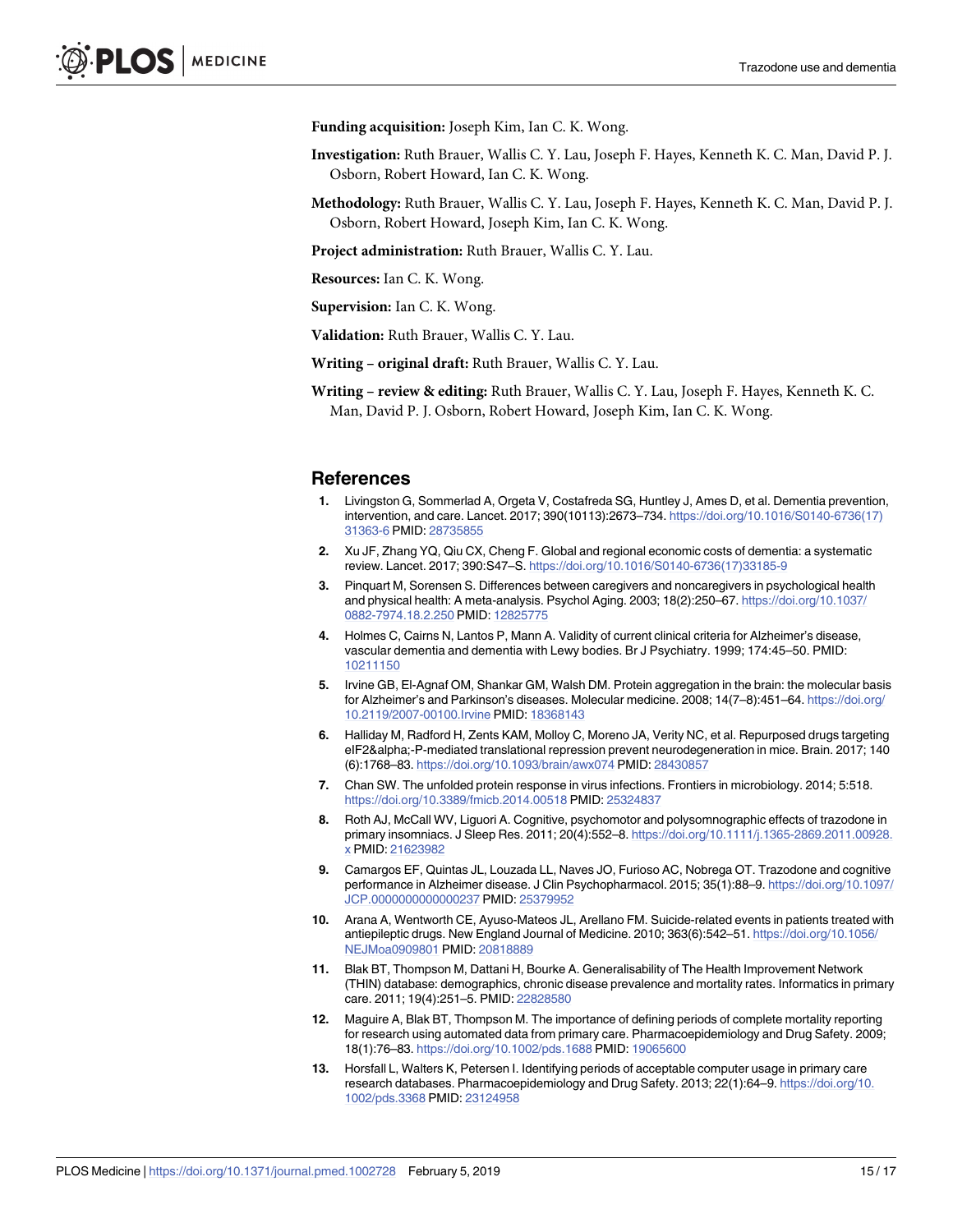**Funding acquisition:** Joseph Kim, Ian C. K. Wong.

**Investigation:** Ruth Brauer, Wallis C. Y. Lau, Joseph F. Hayes, Kenneth K. C. Man, David P. J. Osborn, Robert Howard, Ian C. K. Wong.

**Methodology:** Ruth Brauer, Wallis C. Y. Lau, Joseph F. Hayes, Kenneth K. C. Man, David P. J. Osborn, Robert Howard, Joseph Kim, Ian C. K. Wong.

**Project administration:** Ruth Brauer, Wallis C. Y. Lau.

**Resources:** Ian C. K. Wong.

**Supervision:** Ian C. K. Wong.

**Validation:** Ruth Brauer, Wallis C. Y. Lau.

**Writing – original draft:** Ruth Brauer, Wallis C. Y. Lau.

**Writing – review & editing:** Ruth Brauer, Wallis C. Y. Lau, Joseph F. Hayes, Kenneth K. C. Man, David P. J. Osborn, Robert Howard, Joseph Kim, Ian C. K. Wong.

## References

1. Livingston G, Sommerlad A, Orgeta V, Costafreda SG, Huntley J, Ames D, et al. Dementia prevention, intervention, and care. Lancet. 2017; 390(10113):2673–734. https://doi.org/10.1016/S0140-6736(17)31363-6 PMID: 28735855
2. Xu JF, Zhang YQ, Qiu CX, Cheng F. Global and regional economic costs of dementia: a systematic review. Lancet. 2017; 390:S47–S. https://doi.org/10.1016/S0140-6736(17)33185-9
3. Pinquart M, Sorensen S. Differences between caregivers and noncaregivers in psychological health and physical health: A meta-analysis. Psychol Aging. 2003; 18(2):250–67. https://doi.org/10.1037/0882-7974.18.2.250 PMID: 12825775
4. Holmes C, Cairns N, Lantos P, Mann A. Validity of current clinical criteria for Alzheimer's disease, vascular dementia and dementia with Lewy bodies. Br J Psychiatry. 1999; 174:45–50. PMID: 10211150
5. Irvine GB, El-Agnaf OM, Shankar GM, Walsh DM. Protein aggregation in the brain: the molecular basis for Alzheimer's and Parkinson's diseases. Molecular medicine. 2008; 14(7–8):451–64. https://doi.org/10.2119/2007-00100.Irvine PMID: 18368143
6. Halliday M, Radford H, Zents KAM, Molloy C, Moreno JA, Verity NC, et al. Repurposed drugs targeting eIF2&alpha;-P-mediated translational repression prevent neurodegeneration in mice. Brain. 2017; 140(6):1768–83. https://doi.org/10.1093/brain/awx074 PMID: 28430857
7. Chan SW. The unfolded protein response in virus infections. Frontiers in microbiology. 2014; 5:518. https://doi.org/10.3389/fmicb.2014.00518 PMID: 25324837
8. Roth AJ, McCall WV, Liguori A. Cognitive, psychomotor and polysomnographic effects of trazodone in primary insomniacs. J Sleep Res. 2011; 20(4):552–8. https://doi.org/10.1111/j.1365-2869.2011.00928.x PMID: 21623982
9. Camargos EF, Quintas JL, Louzada LL, Naves JO, Furioso AC, Nobrega OT. Trazodone and cognitive performance in Alzheimer disease. J Clin Psychopharmacol. 2015; 35(1):88–9. https://doi.org/10.1097/JCP.0000000000000237 PMID: 25379952
10. Arana A, Wentworth CE, Ayuso-Mateos JL, Arellano FM. Suicide-related events in patients treated with antiepileptic drugs. New England Journal of Medicine. 2010; 363(6):542–51. https://doi.org/10.1056/NEJMoa0909801 PMID: 20818889
11. Blak BT, Thompson M, Dattani H, Bourke A. Generalisability of The Health Improvement Network (THIN) database: demographics, chronic disease prevalence and mortality rates. Informatics in primary care. 2011; 19(4):251–5. PMID: 22828580
12. Maguire A, Blak BT, Thompson M. The importance of defining periods of complete mortality reporting for research using automated data from primary care. Pharmacoepidemiology and Drug Safety. 2009; 18(1):76–83. https://doi.org/10.1002/pds.1688 PMID: 19065600
13. Horsfall L, Walters K, Petersen I. Identifying periods of acceptable computer usage in primary care research databases. Pharmacoepidemiology and Drug Safety. 2013; 22(1):64–9. https://doi.org/10.1002/pds.3368 PMID: 23124958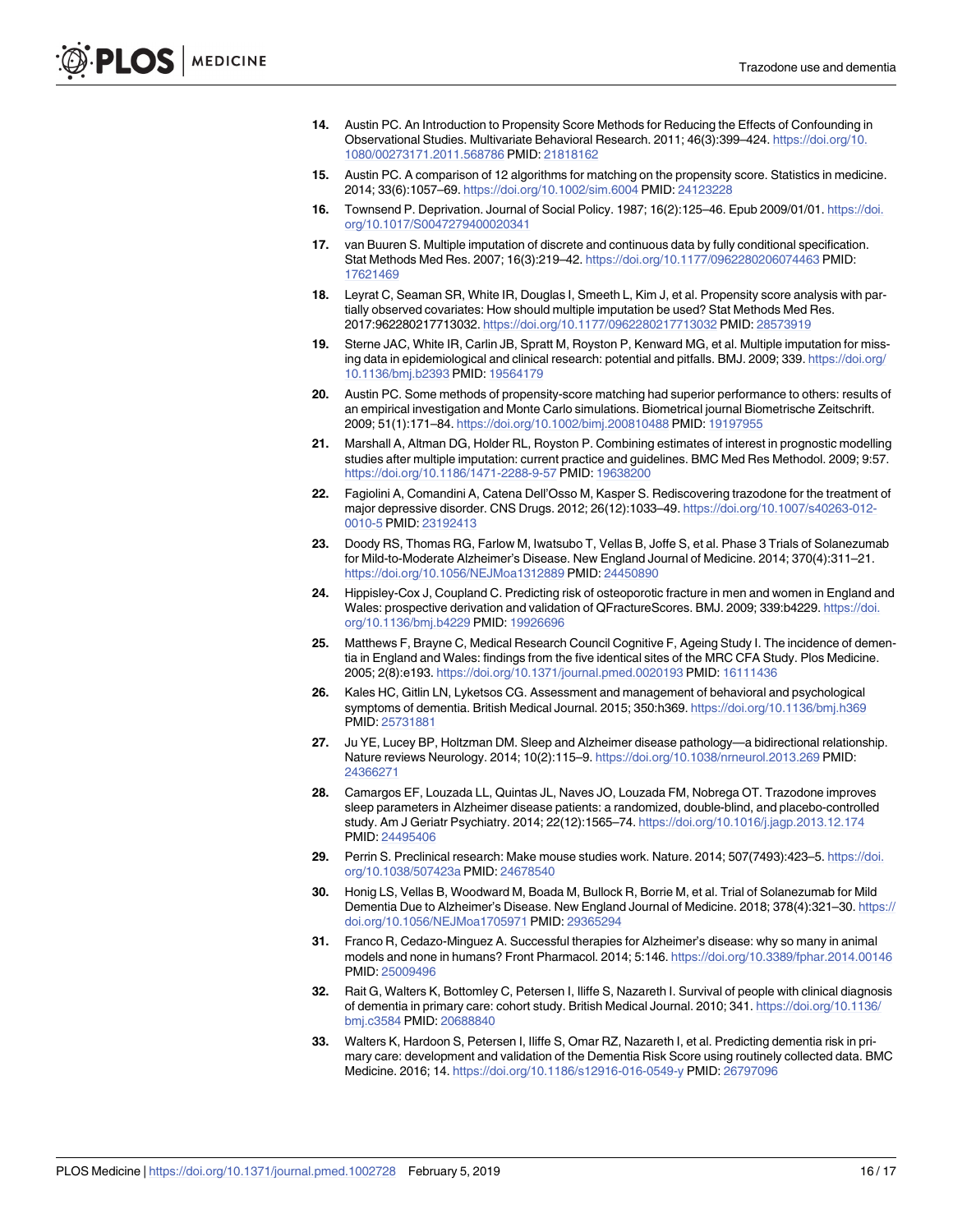14. Austin PC. An Introduction to Propensity Score Methods for Reducing the Effects of Confounding in Observational Studies. Multivariate Behavioral Research. 2011; 46(3):399–424. https://doi.org/10.1080/00273171.2011.568786 PMID: 21818162

15. Austin PC. A comparison of 12 algorithms for matching on the propensity score. Statistics in medicine. 2014; 33(6):1057–69. https://doi.org/10.1002/sim.6004 PMID: 24123228

16. Townsend P. Deprivation. Journal of Social Policy. 1987; 16(2):125–46. Epub 2009/01/01. https://doi.org/10.1017/S0047279400020341

17. van Buuren S. Multiple imputation of discrete and continuous data by fully conditional specification. Stat Methods Med Res. 2007; 16(3):219–42. https://doi.org/10.1177/0962280206074463 PMID: 17621469

18. Leyrat C, Seaman SR, White IR, Douglas I, Smeeth L, Kim J, et al. Propensity score analysis with partially observed covariates: How should multiple imputation be used? Stat Methods Med Res. 2017:962280217713032. https://doi.org/10.1177/0962280217713032 PMID: 28573919

19. Sterne JAC, White IR, Carlin JB, Spratt M, Royston P, Kenward MG, et al. Multiple imputation for missing data in epidemiological and clinical research: potential and pitfalls. BMJ. 2009; 339. https://doi.org/10.1136/bmj.b2393 PMID: 19564179

20. Austin PC. Some methods of propensity-score matching had superior performance to others: results of an empirical investigation and Monte Carlo simulations. Biometrical journal Biometrische Zeitschrift. 2009; 51(1):171–84. https://doi.org/10.1002/bimj.200810488 PMID: 19197955

21. Marshall A, Altman DG, Holder RL, Royston P. Combining estimates of interest in prognostic modelling studies after multiple imputation: current practice and guidelines. BMC Med Res Methodol. 2009; 9:57. https://doi.org/10.1186/1471-2288-9-57 PMID: 19638200

22. Fagiolini A, Comandini A, Catena Dell'Osso M, Kasper S. Rediscovering trazodone for the treatment of major depressive disorder. CNS Drugs. 2012; 26(12):1033–49. https://doi.org/10.1007/s40263-012-0010-5 PMID: 23192413

23. Doody RS, Thomas RG, Farlow M, Iwatsubo T, Vellas B, Joffe S, et al. Phase 3 Trials of Solanezumab for Mild-to-Moderate Alzheimer's Disease. New England Journal of Medicine. 2014; 370(4):311–21. https://doi.org/10.1056/NEJMoa1312889 PMID: 24450890

24. Hippisley-Cox J, Coupland C. Predicting risk of osteoporotic fracture in men and women in England and Wales: prospective derivation and validation of QFractureScores. BMJ. 2009; 339:b4229. https://doi.org/10.1136/bmj.b4229 PMID: 19926696

25. Matthews F, Brayne C, Medical Research Council Cognitive F, Ageing Study I. The incidence of dementia in England and Wales: findings from the five identical sites of the MRC CFA Study. Plos Medicine. 2005; 2(8):e193. https://doi.org/10.1371/journal.pmed.0020193 PMID: 16111436

26. Kales HC, Gitlin LN, Lyketsos CG. Assessment and management of behavioral and psychological symptoms of dementia. British Medical Journal. 2015; 350:h369. https://doi.org/10.1136/bmj.h369 PMID: 25731881

27. Ju YE, Lucey BP, Holtzman DM. Sleep and Alzheimer disease pathology—a bidirectional relationship. Nature reviews Neurology. 2014; 10(2):115–9. https://doi.org/10.1038/nrneurol.2013.269 PMID: 24366271

28. Camargos EF, Louzada LL, Quintas JL, Naves JO, Louzada FM, Nobrega OT. Trazodone improves sleep parameters in Alzheimer disease patients: a randomized, double-blind, and placebo-controlled study. Am J Geriatr Psychiatry. 2014; 22(12):1565–74. https://doi.org/10.1016/j.jagp.2013.12.174 PMID: 24495406

29. Perrin S. Preclinical research: Make mouse studies work. Nature. 2014; 507(7493):423–5. https://doi.org/10.1038/507423a PMID: 24678540

30. Honig LS, Vellas B, Woodward M, Boada M, Bullock R, Borrie M, et al. Trial of Solanezumab for Mild Dementia Due to Alzheimer's Disease. New England Journal of Medicine. 2018; 378(4):321–30. https://doi.org/10.1056/NEJMoa1705971 PMID: 29365294

31. Franco R, Cedazo-Minguez A. Successful therapies for Alzheimer's disease: why so many in animal models and none in humans? Front Pharmacol. 2014; 5:146. https://doi.org/10.3389/fphar.2014.00146 PMID: 25009496

32. Rait G, Walters K, Bottomley C, Petersen I, Iliffe S, Nazareth I. Survival of people with clinical diagnosis of dementia in primary care: cohort study. British Medical Journal. 2010; 341. https://doi.org/10.1136/bmj.c3584 PMID: 20688840

33. Walters K, Hardoon S, Petersen I, Iliffe S, Omar RZ, Nazareth I, et al. Predicting dementia risk in primary care: development and validation of the Dementia Risk Score using routinely collected data. BMC Medicine. 2016; 14. https://doi.org/10.1186/s12916-016-0549-y PMID: 26797096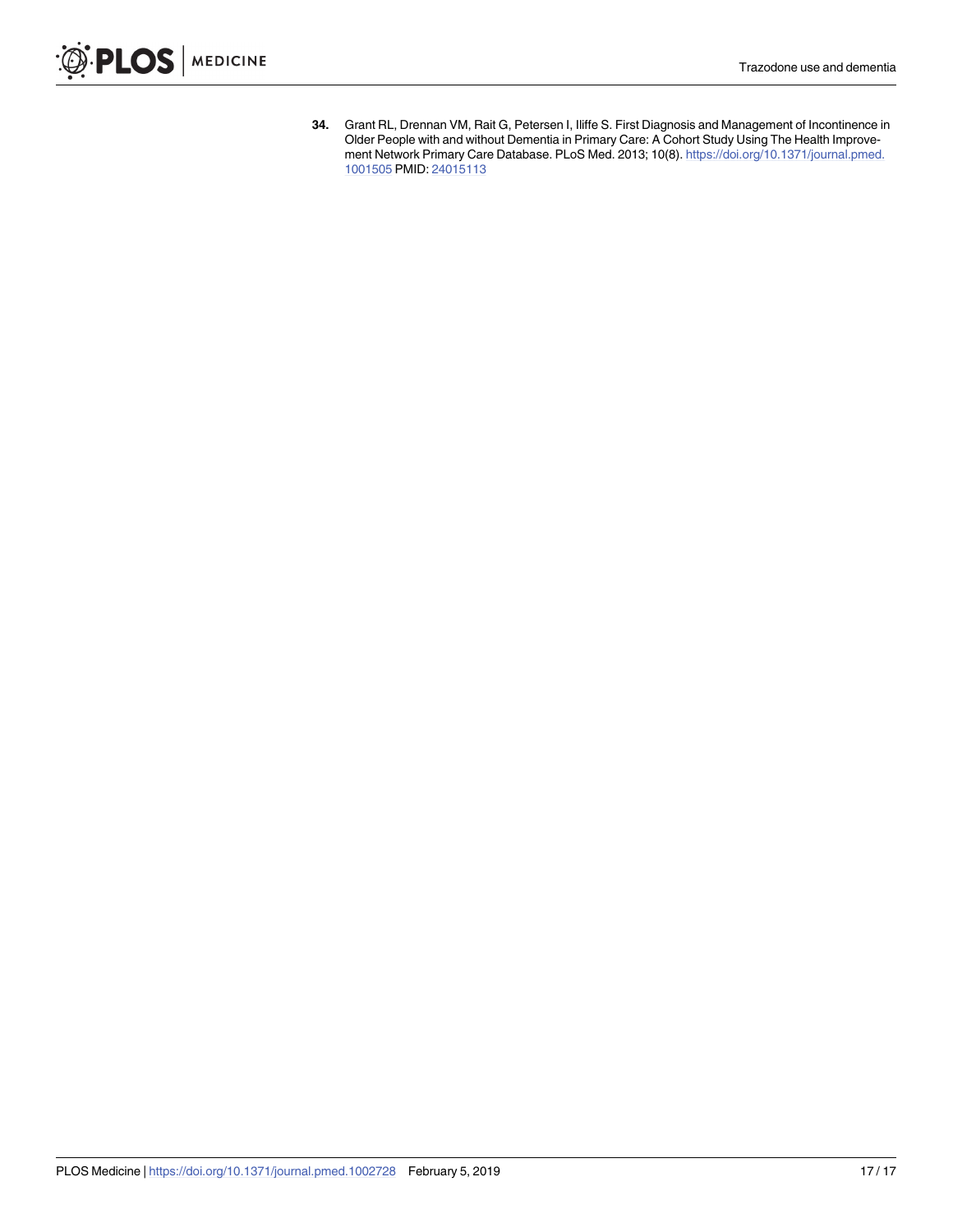34. Grant RL, Drennan VM, Rait G, Petersen I, Iliffe S. First Diagnosis and Management of Incontinence in Older People with and without Dementia in Primary Care: A Cohort Study Using The Health Improvement Network Primary Care Database. PLoS Med. 2013; 10(8). https://doi.org/10.1371/journal.pmed.1001505 PMID: 24015113